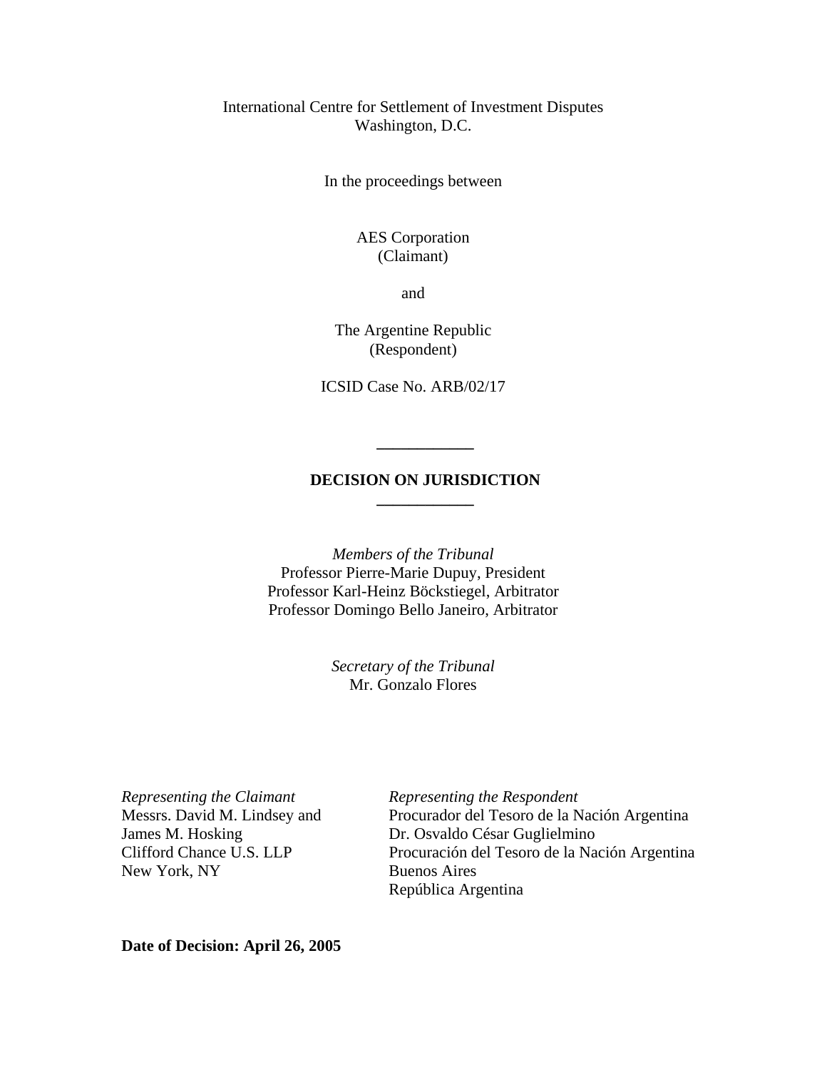International Centre for Settlement of Investment Disputes
Washington, D.C.

In the proceedings between

AES Corporation
(Claimant)

and

The Argentine Republic
(Respondent)

ICSID Case No. ARB/02/17

---

# DECISION ON JURISDICTION

---

*Members of the Tribunal*
Professor Pierre-Marie Dupuy, President
Professor Karl-Heinz Böckstiegel, Arbitrator
Professor Domingo Bello Janeiro, Arbitrator

*Secretary of the Tribunal*
Mr. Gonzalo Flores

*Representing the Claimant*
Messrs. David M. Lindsey and
James M. Hosking
Clifford Chance U.S. LLP
New York, NY

*Representing the Respondent*
Procurador del Tesoro de la Nación Argentina
Dr. Osvaldo César Guglielmino
Procuración del Tesoro de la Nación Argentina
Buenos Aires
República Argentina

**Date of Decision: April 26, 2005**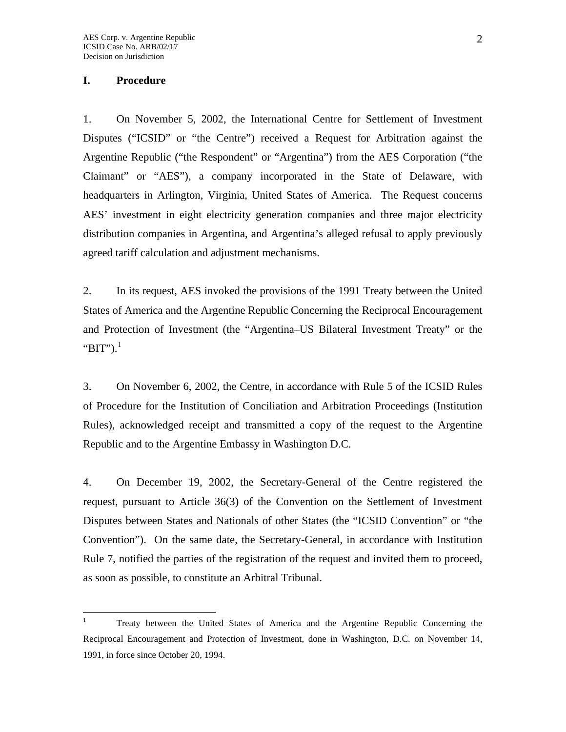## I. Procedure

1. On November 5, 2002, the International Centre for Settlement of Investment Disputes ("ICSID" or "the Centre") received a Request for Arbitration against the Argentine Republic ("the Respondent" or "Argentina") from the AES Corporation ("the Claimant" or "AES"), a company incorporated in the State of Delaware, with headquarters in Arlington, Virginia, United States of America. The Request concerns AES' investment in eight electricity generation companies and three major electricity distribution companies in Argentina, and Argentina's alleged refusal to apply previously agreed tariff calculation and adjustment mechanisms.

2. In its request, AES invoked the provisions of the 1991 Treaty between the United States of America and the Argentine Republic Concerning the Reciprocal Encouragement and Protection of Investment (the "Argentina–US Bilateral Investment Treaty" or the "BIT").[1]

3. On November 6, 2002, the Centre, in accordance with Rule 5 of the ICSID Rules of Procedure for the Institution of Conciliation and Arbitration Proceedings (Institution Rules), acknowledged receipt and transmitted a copy of the request to the Argentine Republic and to the Argentine Embassy in Washington D.C.

4. On December 19, 2002, the Secretary-General of the Centre registered the request, pursuant to Article 36(3) of the Convention on the Settlement of Investment Disputes between States and Nationals of other States (the "ICSID Convention" or "the Convention"). On the same date, the Secretary-General, in accordance with Institution Rule 7, notified the parties of the registration of the request and invited them to proceed, as soon as possible, to constitute an Arbitral Tribunal.

---

[1] Treaty between the United States of America and the Argentine Republic Concerning the Reciprocal Encouragement and Protection of Investment, done in Washington, D.C. on November 14, 1991, in force since October 20, 1994.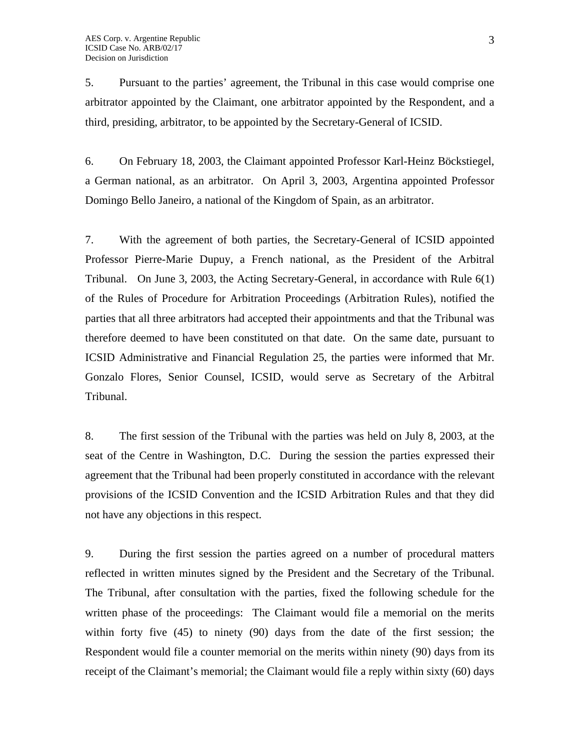5. Pursuant to the parties' agreement, the Tribunal in this case would comprise one arbitrator appointed by the Claimant, one arbitrator appointed by the Respondent, and a third, presiding, arbitrator, to be appointed by the Secretary-General of ICSID.

6. On February 18, 2003, the Claimant appointed Professor Karl-Heinz Böckstiegel, a German national, as an arbitrator. On April 3, 2003, Argentina appointed Professor Domingo Bello Janeiro, a national of the Kingdom of Spain, as an arbitrator.

7. With the agreement of both parties, the Secretary-General of ICSID appointed Professor Pierre-Marie Dupuy, a French national, as the President of the Arbitral Tribunal. On June 3, 2003, the Acting Secretary-General, in accordance with Rule 6(1) of the Rules of Procedure for Arbitration Proceedings (Arbitration Rules), notified the parties that all three arbitrators had accepted their appointments and that the Tribunal was therefore deemed to have been constituted on that date. On the same date, pursuant to ICSID Administrative and Financial Regulation 25, the parties were informed that Mr. Gonzalo Flores, Senior Counsel, ICSID, would serve as Secretary of the Arbitral Tribunal.

8. The first session of the Tribunal with the parties was held on July 8, 2003, at the seat of the Centre in Washington, D.C. During the session the parties expressed their agreement that the Tribunal had been properly constituted in accordance with the relevant provisions of the ICSID Convention and the ICSID Arbitration Rules and that they did not have any objections in this respect.

9. During the first session the parties agreed on a number of procedural matters reflected in written minutes signed by the President and the Secretary of the Tribunal. The Tribunal, after consultation with the parties, fixed the following schedule for the written phase of the proceedings: The Claimant would file a memorial on the merits within forty five (45) to ninety (90) days from the date of the first session; the Respondent would file a counter memorial on the merits within ninety (90) days from its receipt of the Claimant's memorial; the Claimant would file a reply within sixty (60) days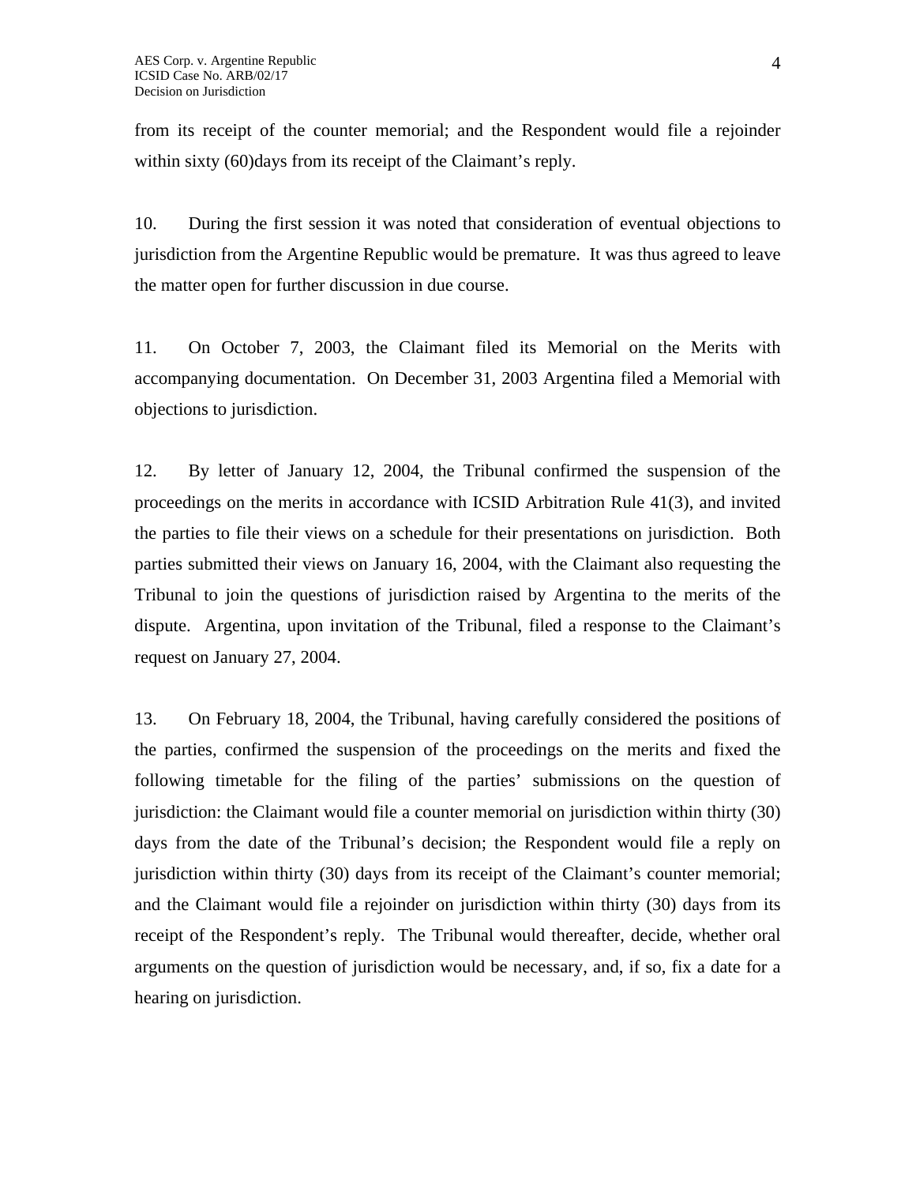from its receipt of the counter memorial; and the Respondent would file a rejoinder within sixty (60)days from its receipt of the Claimant's reply.

10. During the first session it was noted that consideration of eventual objections to jurisdiction from the Argentine Republic would be premature. It was thus agreed to leave the matter open for further discussion in due course.

11. On October 7, 2003, the Claimant filed its Memorial on the Merits with accompanying documentation. On December 31, 2003 Argentina filed a Memorial with objections to jurisdiction.

12. By letter of January 12, 2004, the Tribunal confirmed the suspension of the proceedings on the merits in accordance with ICSID Arbitration Rule 41(3), and invited the parties to file their views on a schedule for their presentations on jurisdiction. Both parties submitted their views on January 16, 2004, with the Claimant also requesting the Tribunal to join the questions of jurisdiction raised by Argentina to the merits of the dispute. Argentina, upon invitation of the Tribunal, filed a response to the Claimant's request on January 27, 2004.

13. On February 18, 2004, the Tribunal, having carefully considered the positions of the parties, confirmed the suspension of the proceedings on the merits and fixed the following timetable for the filing of the parties' submissions on the question of jurisdiction: the Claimant would file a counter memorial on jurisdiction within thirty (30) days from the date of the Tribunal's decision; the Respondent would file a reply on jurisdiction within thirty (30) days from its receipt of the Claimant's counter memorial; and the Claimant would file a rejoinder on jurisdiction within thirty (30) days from its receipt of the Respondent's reply. The Tribunal would thereafter, decide, whether oral arguments on the question of jurisdiction would be necessary, and, if so, fix a date for a hearing on jurisdiction.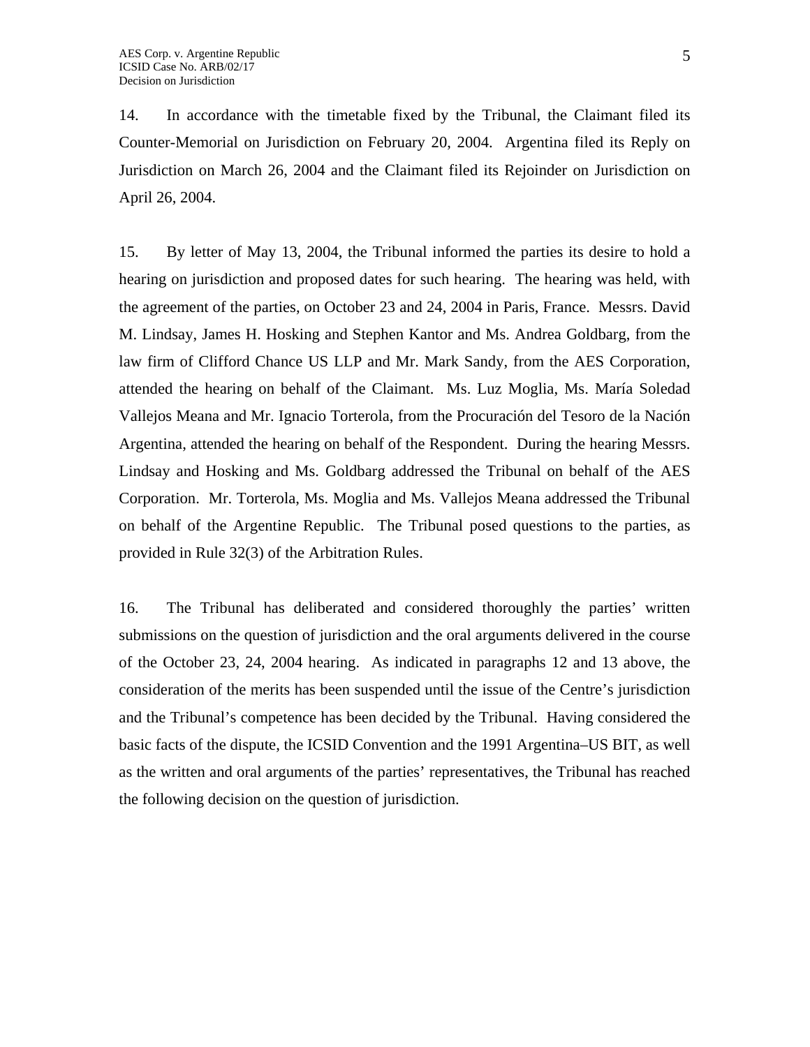14. In accordance with the timetable fixed by the Tribunal, the Claimant filed its Counter-Memorial on Jurisdiction on February 20, 2004. Argentina filed its Reply on Jurisdiction on March 26, 2004 and the Claimant filed its Rejoinder on Jurisdiction on April 26, 2004.

15. By letter of May 13, 2004, the Tribunal informed the parties its desire to hold a hearing on jurisdiction and proposed dates for such hearing. The hearing was held, with the agreement of the parties, on October 23 and 24, 2004 in Paris, France. Messrs. David M. Lindsay, James H. Hosking and Stephen Kantor and Ms. Andrea Goldbarg, from the law firm of Clifford Chance US LLP and Mr. Mark Sandy, from the AES Corporation, attended the hearing on behalf of the Claimant. Ms. Luz Moglia, Ms. María Soledad Vallejos Meana and Mr. Ignacio Torterola, from the Procuración del Tesoro de la Nación Argentina, attended the hearing on behalf of the Respondent. During the hearing Messrs. Lindsay and Hosking and Ms. Goldbarg addressed the Tribunal on behalf of the AES Corporation. Mr. Torterola, Ms. Moglia and Ms. Vallejos Meana addressed the Tribunal on behalf of the Argentine Republic. The Tribunal posed questions to the parties, as provided in Rule 32(3) of the Arbitration Rules.

16. The Tribunal has deliberated and considered thoroughly the parties' written submissions on the question of jurisdiction and the oral arguments delivered in the course of the October 23, 24, 2004 hearing. As indicated in paragraphs 12 and 13 above, the consideration of the merits has been suspended until the issue of the Centre's jurisdiction and the Tribunal's competence has been decided by the Tribunal. Having considered the basic facts of the dispute, the ICSID Convention and the 1991 Argentina–US BIT, as well as the written and oral arguments of the parties' representatives, the Tribunal has reached the following decision on the question of jurisdiction.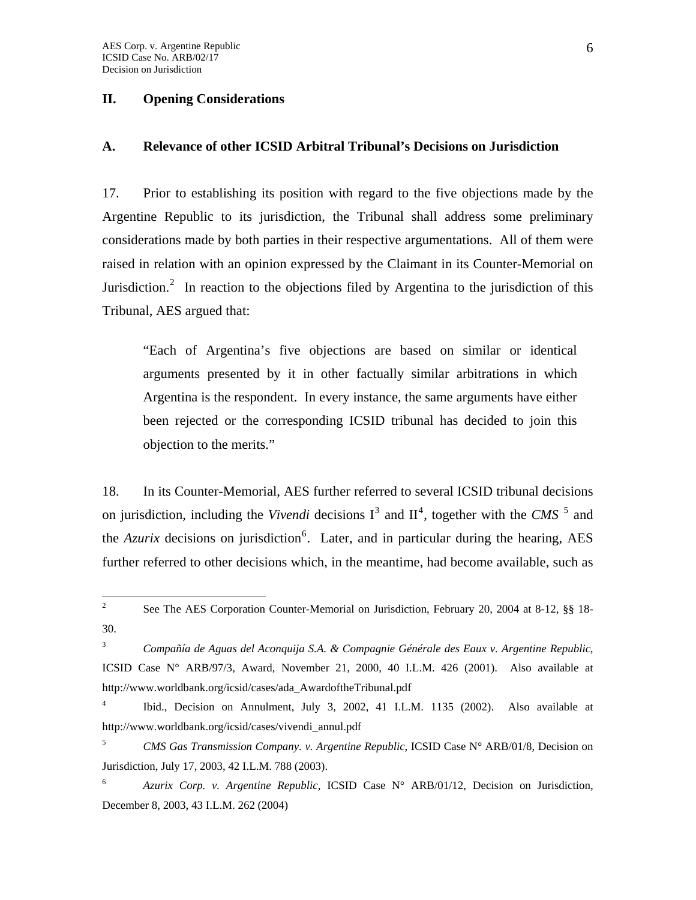## II. Opening Considerations

### A. Relevance of other ICSID Arbitral Tribunal's Decisions on Jurisdiction

17. Prior to establishing its position with regard to the five objections made by the Argentine Republic to its jurisdiction, the Tribunal shall address some preliminary considerations made by both parties in their respective argumentations. All of them were raised in relation with an opinion expressed by the Claimant in its Counter-Memorial on Jurisdiction.[2] In reaction to the objections filed by Argentina to the jurisdiction of this Tribunal, AES argued that:

> "Each of Argentina's five objections are based on similar or identical arguments presented by it in other factually similar arbitrations in which Argentina is the respondent. In every instance, the same arguments have either been rejected or the corresponding ICSID tribunal has decided to join this objection to the merits."

18. In its Counter-Memorial, AES further referred to several ICSID tribunal decisions on jurisdiction, including the *Vivendi* decisions I[3] and II[4], together with the *CMS* [5] and the *Azurix* decisions on jurisdiction[6]. Later, and in particular during the hearing, AES further referred to other decisions which, in the meantime, had become available, such as

---

[2] See The AES Corporation Counter-Memorial on Jurisdiction, February 20, 2004 at 8-12, §§ 18-30.

[3] *Compañía de Aguas del Aconquija S.A. & Compagnie Générale des Eaux v. Argentine Republic*, ICSID Case N° ARB/97/3, Award, November 21, 2000, 40 I.L.M. 426 (2001). Also available at http://www.worldbank.org/icsid/cases/ada_AwardoftheTribunal.pdf

[4] Ibid., Decision on Annulment, July 3, 2002, 41 I.L.M. 1135 (2002). Also available at http://www.worldbank.org/icsid/cases/vivendi_annul.pdf

[5] *CMS Gas Transmission Company. v. Argentine Republic,* ICSID Case N° ARB/01/8, Decision on Jurisdiction, July 17, 2003, 42 I.L.M. 788 (2003).

[6] *Azurix Corp. v. Argentine Republic*, ICSID Case N° ARB/01/12, Decision on Jurisdiction, December 8, 2003, 43 I.L.M. 262 (2004)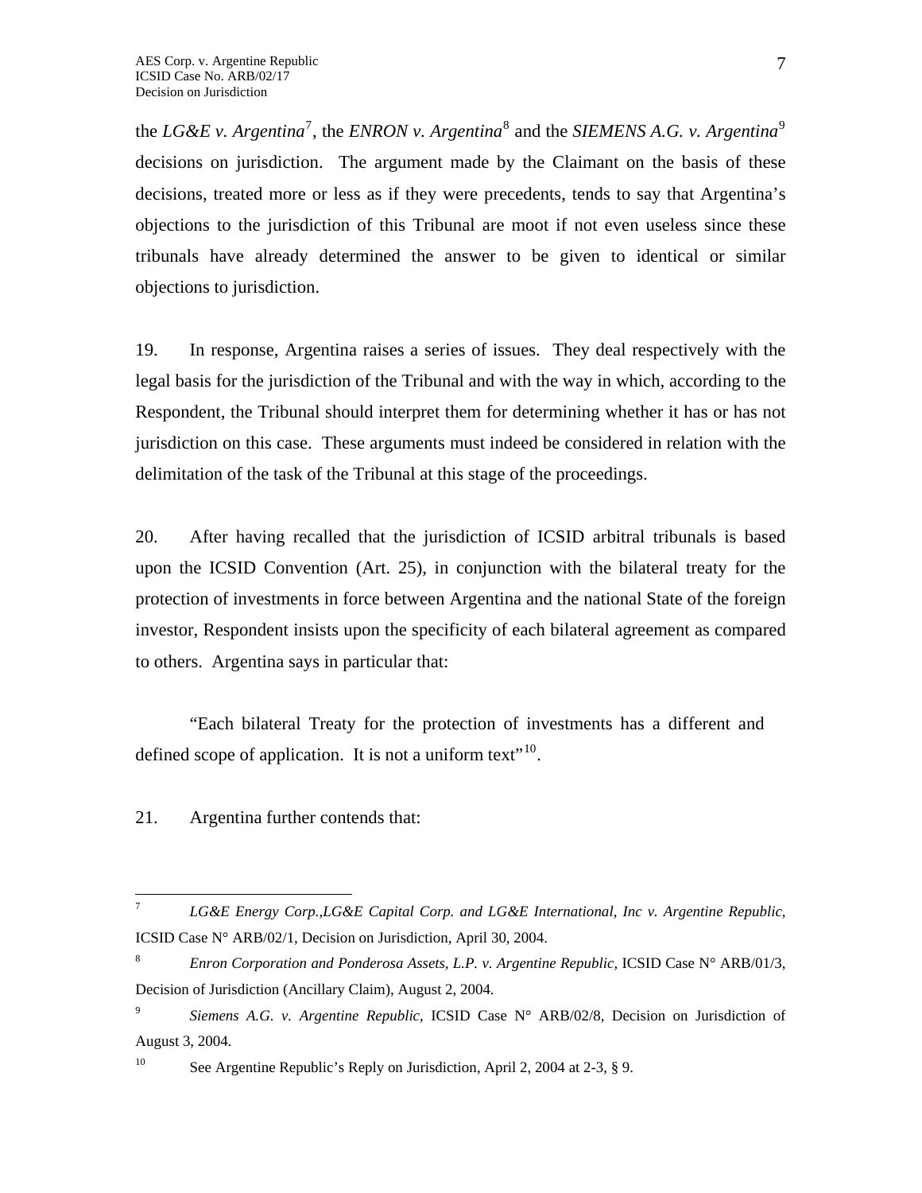the *LG&E v. Argentina*[7], the *ENRON v. Argentina*[8] and the *SIEMENS A.G. v. Argentina*[9] decisions on jurisdiction. The argument made by the Claimant on the basis of these decisions, treated more or less as if they were precedents, tends to say that Argentina's objections to the jurisdiction of this Tribunal are moot if not even useless since these tribunals have already determined the answer to be given to identical or similar objections to jurisdiction.

19. In response, Argentina raises a series of issues. They deal respectively with the legal basis for the jurisdiction of the Tribunal and with the way in which, according to the Respondent, the Tribunal should interpret them for determining whether it has or has not jurisdiction on this case. These arguments must indeed be considered in relation with the delimitation of the task of the Tribunal at this stage of the proceedings.

20. After having recalled that the jurisdiction of ICSID arbitral tribunals is based upon the ICSID Convention (Art. 25), in conjunction with the bilateral treaty for the protection of investments in force between Argentina and the national State of the foreign investor, Respondent insists upon the specificity of each bilateral agreement as compared to others. Argentina says in particular that:

> "Each bilateral Treaty for the protection of investments has a different and defined scope of application. It is not a uniform text"[10].

21. Argentina further contends that:

---

[7] *LG&E Energy Corp.,LG&E Capital Corp. and LG&E International, Inc v. Argentine Republic*, ICSID Case N° ARB/02/1, Decision on Jurisdiction, April 30, 2004.

[8] *Enron Corporation and Ponderosa Assets, L.P. v. Argentine Republic*, ICSID Case N° ARB/01/3, Decision of Jurisdiction (Ancillary Claim), August 2, 2004.

[9] *Siemens A.G. v. Argentine Republic*, ICSID Case N° ARB/02/8, Decision on Jurisdiction of August 3, 2004.

[10] See Argentine Republic's Reply on Jurisdiction, April 2, 2004 at 2-3, § 9.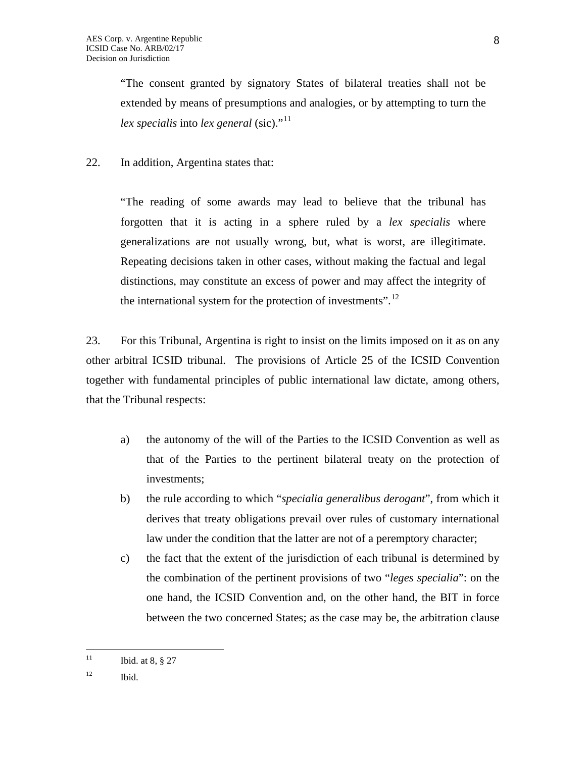> "The consent granted by signatory States of bilateral treaties shall not be extended by means of presumptions and analogies, or by attempting to turn the *lex specialis* into *lex general* (sic)."[11]

22. In addition, Argentina states that:

> "The reading of some awards may lead to believe that the tribunal has forgotten that it is acting in a sphere ruled by a *lex specialis* where generalizations are not usually wrong, but, what is worst, are illegitimate. Repeating decisions taken in other cases, without making the factual and legal distinctions, may constitute an excess of power and may affect the integrity of the international system for the protection of investments".[12]

23. For this Tribunal, Argentina is right to insist on the limits imposed on it as on any other arbitral ICSID tribunal. The provisions of Article 25 of the ICSID Convention together with fundamental principles of public international law dictate, among others, that the Tribunal respects:

a) the autonomy of the will of the Parties to the ICSID Convention as well as that of the Parties to the pertinent bilateral treaty on the protection of investments;

b) the rule according to which "*specialia generalibus derogant*", from which it derives that treaty obligations prevail over rules of customary international law under the condition that the latter are not of a peremptory character;

c) the fact that the extent of the jurisdiction of each tribunal is determined by the combination of the pertinent provisions of two "*leges specialia*": on the one hand, the ICSID Convention and, on the other hand, the BIT in force between the two concerned States; as the case may be, the arbitration clause

---

[11] Ibid. at 8, § 27

[12] Ibid.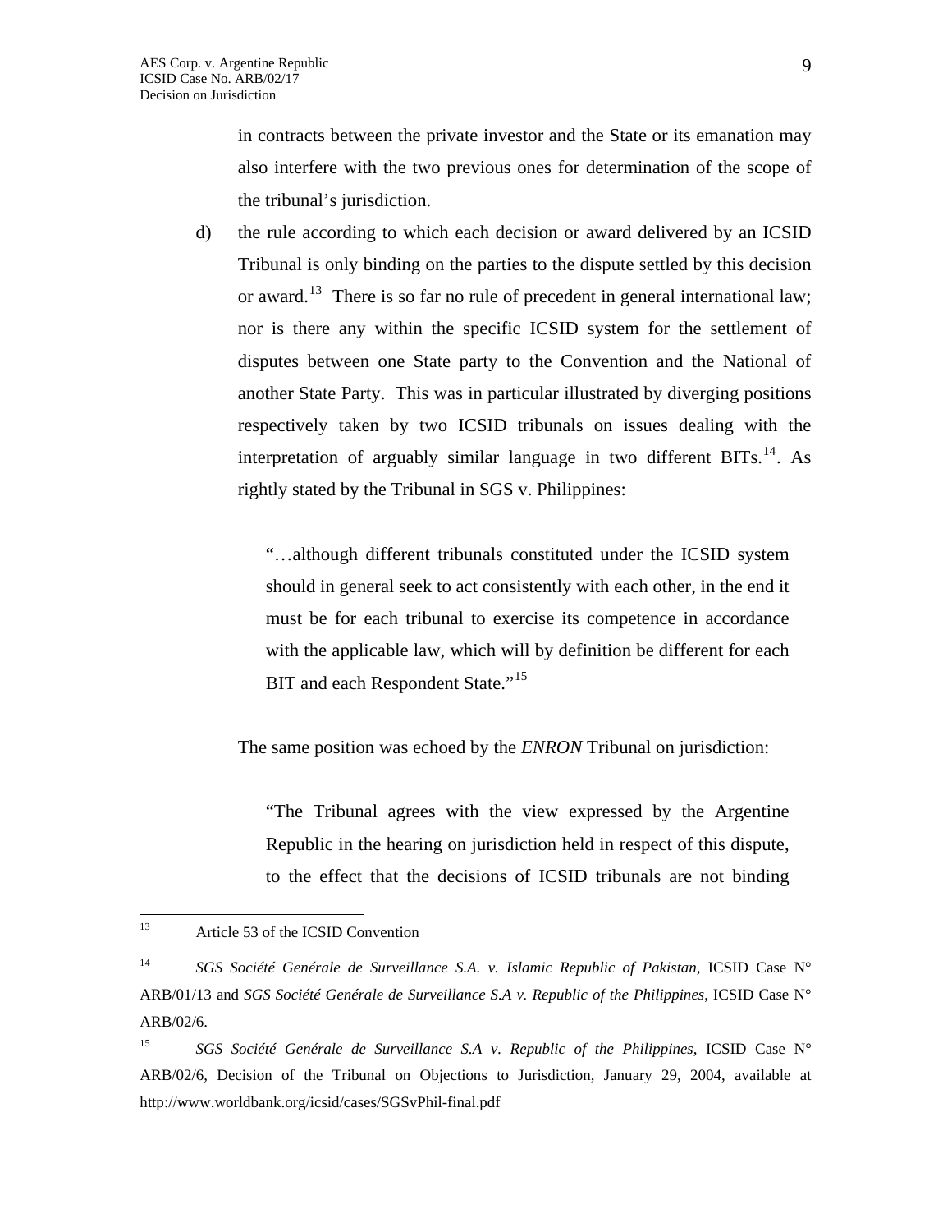in contracts between the private investor and the State or its emanation may also interfere with the two previous ones for determination of the scope of the tribunal's jurisdiction.

d) the rule according to which each decision or award delivered by an ICSID Tribunal is only binding on the parties to the dispute settled by this decision or award.[13] There is so far no rule of precedent in general international law; nor is there any within the specific ICSID system for the settlement of disputes between one State party to the Convention and the National of another State Party. This was in particular illustrated by diverging positions respectively taken by two ICSID tribunals on issues dealing with the interpretation of arguably similar language in two different BITs.[14]. As rightly stated by the Tribunal in SGS v. Philippines:

> "…although different tribunals constituted under the ICSID system should in general seek to act consistently with each other, in the end it must be for each tribunal to exercise its competence in accordance with the applicable law, which will by definition be different for each BIT and each Respondent State."[15]

The same position was echoed by the *ENRON* Tribunal on jurisdiction:

> "The Tribunal agrees with the view expressed by the Argentine Republic in the hearing on jurisdiction held in respect of this dispute, to the effect that the decisions of ICSID tribunals are not binding

---

[13] Article 53 of the ICSID Convention

[14] *SGS Société Genérale de Surveillance S.A. v. Islamic Republic of Pakistan*, ICSID Case N° ARB/01/13 and *SGS Société Genérale de Surveillance S.A v. Republic of the Philippines*, ICSID Case N° ARB/02/6.

[15] *SGS Société Genérale de Surveillance S.A v. Republic of the Philippines*, ICSID Case N° ARB/02/6, Decision of the Tribunal on Objections to Jurisdiction, January 29, 2004, available at http://www.worldbank.org/icsid/cases/SGSvPhil-final.pdf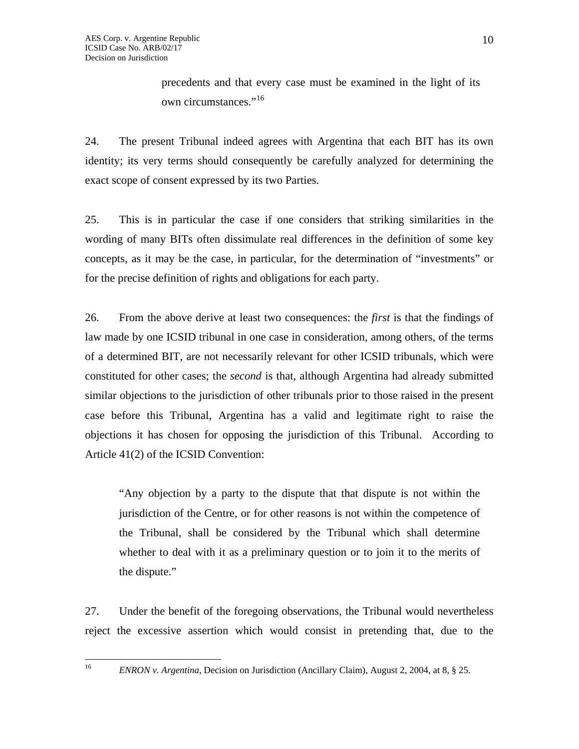> precedents and that every case must be examined in the light of its own circumstances."[16]

24. The present Tribunal indeed agrees with Argentina that each BIT has its own identity; its very terms should consequently be carefully analyzed for determining the exact scope of consent expressed by its two Parties.

25. This is in particular the case if one considers that striking similarities in the wording of many BITs often dissimulate real differences in the definition of some key concepts, as it may be the case, in particular, for the determination of "investments" or for the precise definition of rights and obligations for each party.

26. From the above derive at least two consequences: the *first* is that the findings of law made by one ICSID tribunal in one case in consideration, among others, of the terms of a determined BIT, are not necessarily relevant for other ICSID tribunals, which were constituted for other cases; the *second* is that, although Argentina had already submitted similar objections to the jurisdiction of other tribunals prior to those raised in the present case before this Tribunal, Argentina has a valid and legitimate right to raise the objections it has chosen for opposing the jurisdiction of this Tribunal. According to Article 41(2) of the ICSID Convention:

> "Any objection by a party to the dispute that that dispute is not within the jurisdiction of the Centre, or for other reasons is not within the competence of the Tribunal, shall be considered by the Tribunal which shall determine whether to deal with it as a preliminary question or to join it to the merits of the dispute."

27. Under the benefit of the foregoing observations, the Tribunal would nevertheless reject the excessive assertion which would consist in pretending that, due to the

[16] *ENRON v. Argentina*, Decision on Jurisdiction (Ancillary Claim), August 2, 2004, at 8, § 25.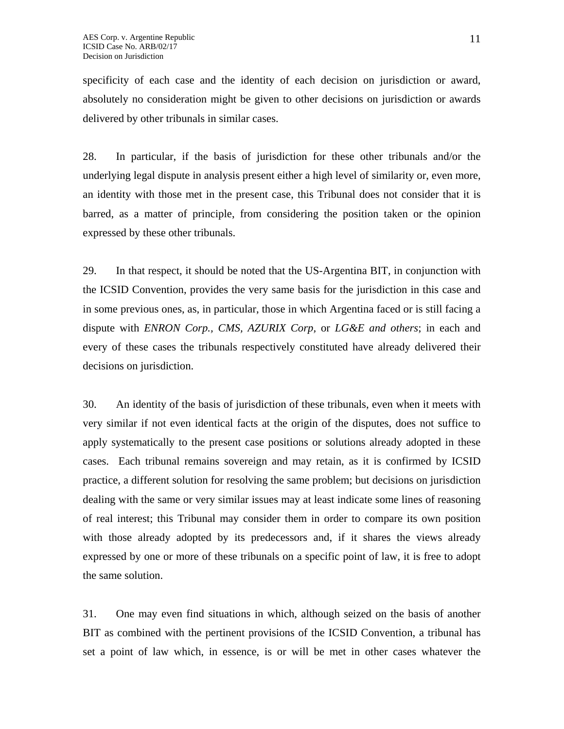specificity of each case and the identity of each decision on jurisdiction or award, absolutely no consideration might be given to other decisions on jurisdiction or awards delivered by other tribunals in similar cases.

28. In particular, if the basis of jurisdiction for these other tribunals and/or the underlying legal dispute in analysis present either a high level of similarity or, even more, an identity with those met in the present case, this Tribunal does not consider that it is barred, as a matter of principle, from considering the position taken or the opinion expressed by these other tribunals.

29. In that respect, it should be noted that the US-Argentina BIT, in conjunction with the ICSID Convention, provides the very same basis for the jurisdiction in this case and in some previous ones, as, in particular, those in which Argentina faced or is still facing a dispute with *ENRON Corp., CMS, AZURIX Corp,* or *LG&E and others*; in each and every of these cases the tribunals respectively constituted have already delivered their decisions on jurisdiction.

30. An identity of the basis of jurisdiction of these tribunals, even when it meets with very similar if not even identical facts at the origin of the disputes, does not suffice to apply systematically to the present case positions or solutions already adopted in these cases. Each tribunal remains sovereign and may retain, as it is confirmed by ICSID practice, a different solution for resolving the same problem; but decisions on jurisdiction dealing with the same or very similar issues may at least indicate some lines of reasoning of real interest; this Tribunal may consider them in order to compare its own position with those already adopted by its predecessors and, if it shares the views already expressed by one or more of these tribunals on a specific point of law, it is free to adopt the same solution.

31. One may even find situations in which, although seized on the basis of another BIT as combined with the pertinent provisions of the ICSID Convention, a tribunal has set a point of law which, in essence, is or will be met in other cases whatever the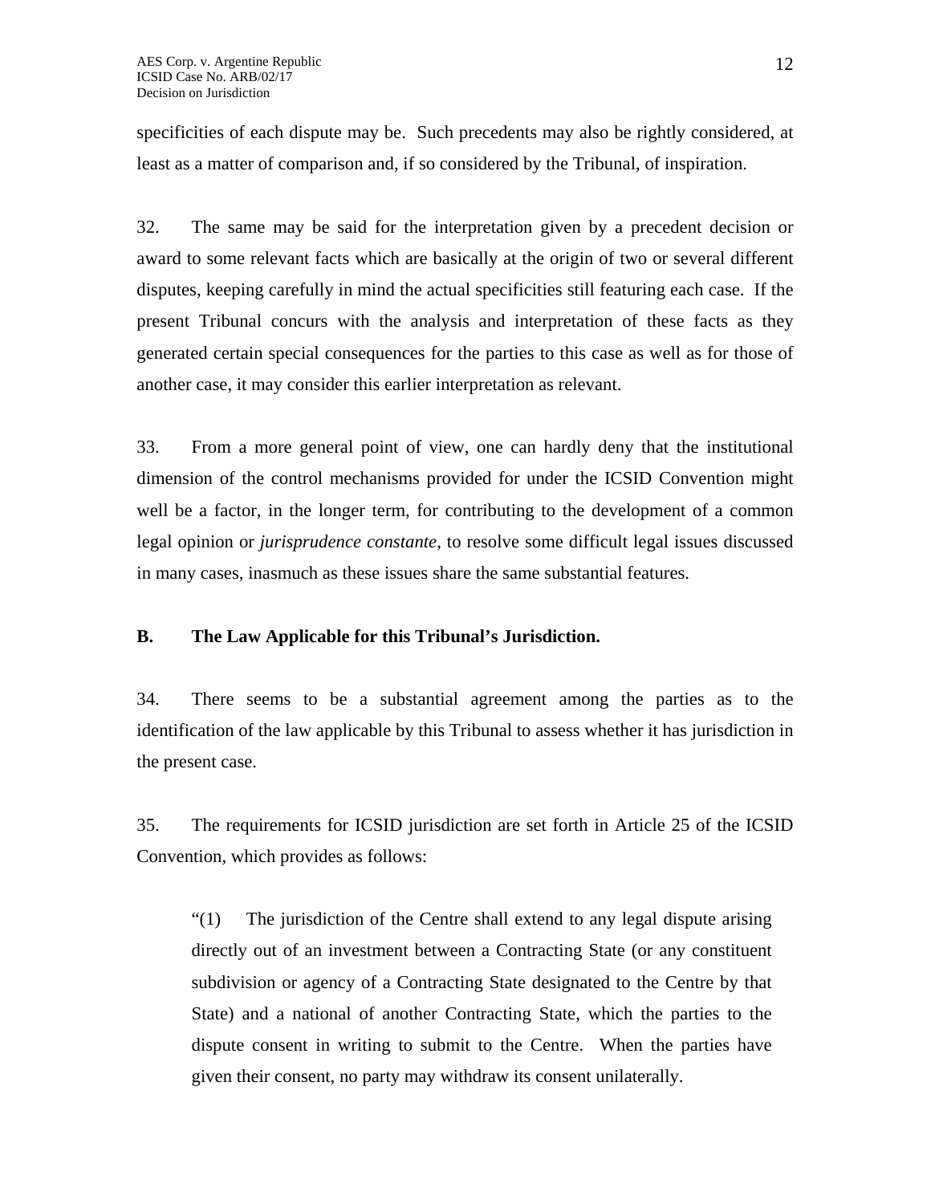specificities of each dispute may be. Such precedents may also be rightly considered, at least as a matter of comparison and, if so considered by the Tribunal, of inspiration.

32. The same may be said for the interpretation given by a precedent decision or award to some relevant facts which are basically at the origin of two or several different disputes, keeping carefully in mind the actual specificities still featuring each case. If the present Tribunal concurs with the analysis and interpretation of these facts as they generated certain special consequences for the parties to this case as well as for those of another case, it may consider this earlier interpretation as relevant.

33. From a more general point of view, one can hardly deny that the institutional dimension of the control mechanisms provided for under the ICSID Convention might well be a factor, in the longer term, for contributing to the development of a common legal opinion or *jurisprudence constante*, to resolve some difficult legal issues discussed in many cases, inasmuch as these issues share the same substantial features.

### B. The Law Applicable for this Tribunal's Jurisdiction.

34. There seems to be a substantial agreement among the parties as to the identification of the law applicable by this Tribunal to assess whether it has jurisdiction in the present case.

35. The requirements for ICSID jurisdiction are set forth in Article 25 of the ICSID Convention, which provides as follows:

> "(1) The jurisdiction of the Centre shall extend to any legal dispute arising directly out of an investment between a Contracting State (or any constituent subdivision or agency of a Contracting State designated to the Centre by that State) and a national of another Contracting State, which the parties to the dispute consent in writing to submit to the Centre. When the parties have given their consent, no party may withdraw its consent unilaterally.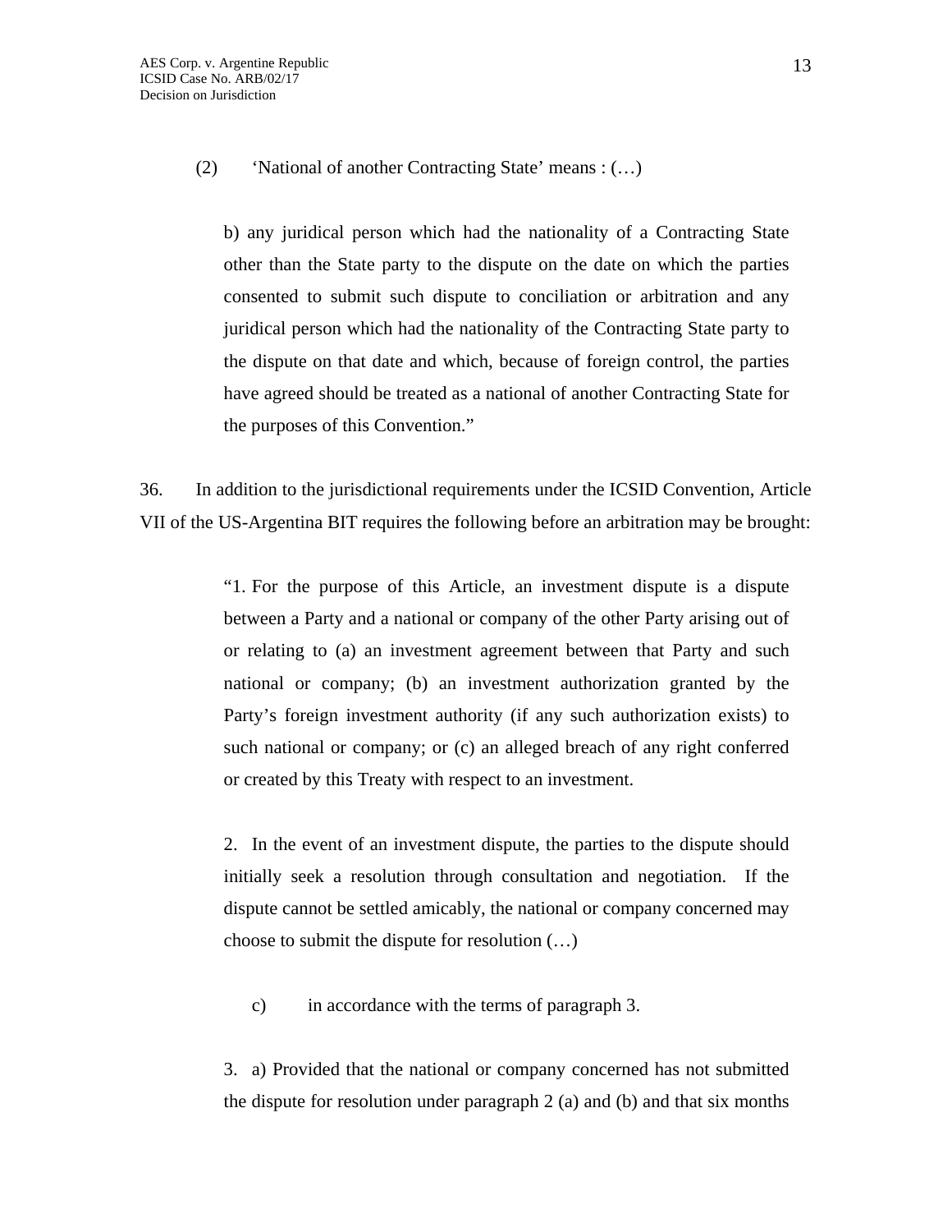(2) 'National of another Contracting State' means : (…)

> b) any juridical person which had the nationality of a Contracting State other than the State party to the dispute on the date on which the parties consented to submit such dispute to conciliation or arbitration and any juridical person which had the nationality of the Contracting State party to the dispute on that date and which, because of foreign control, the parties have agreed should be treated as a national of another Contracting State for the purposes of this Convention."

36. In addition to the jurisdictional requirements under the ICSID Convention, Article VII of the US-Argentina BIT requires the following before an arbitration may be brought:

> "1. For the purpose of this Article, an investment dispute is a dispute between a Party and a national or company of the other Party arising out of or relating to (a) an investment agreement between that Party and such national or company; (b) an investment authorization granted by the Party's foreign investment authority (if any such authorization exists) to such national or company; or (c) an alleged breach of any right conferred or created by this Treaty with respect to an investment.
>
> 2. In the event of an investment dispute, the parties to the dispute should initially seek a resolution through consultation and negotiation. If the dispute cannot be settled amicably, the national or company concerned may choose to submit the dispute for resolution (…)
>
> c) in accordance with the terms of paragraph 3.
>
> 3. a) Provided that the national or company concerned has not submitted the dispute for resolution under paragraph 2 (a) and (b) and that six months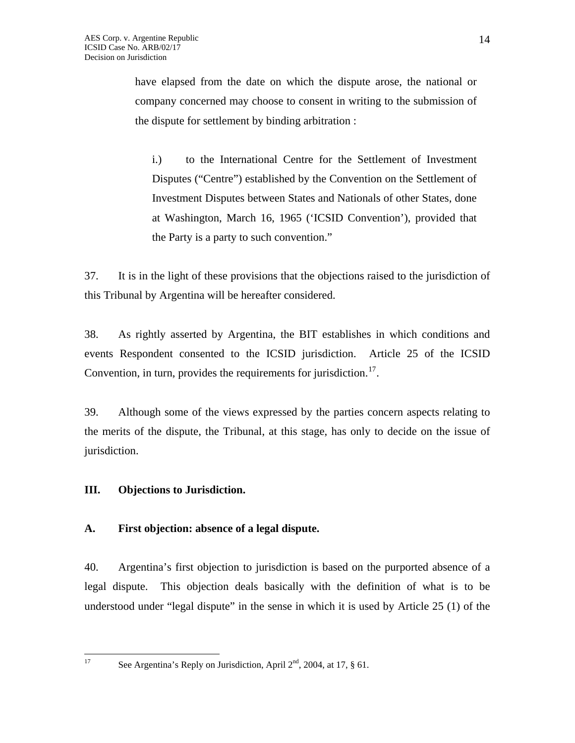> have elapsed from the date on which the dispute arose, the national or company concerned may choose to consent in writing to the submission of the dispute for settlement by binding arbitration :
>
> > i.) to the International Centre for the Settlement of Investment Disputes ("Centre") established by the Convention on the Settlement of Investment Disputes between States and Nationals of other States, done at Washington, March 16, 1965 ('ICSID Convention'), provided that the Party is a party to such convention."

37. It is in the light of these provisions that the objections raised to the jurisdiction of this Tribunal by Argentina will be hereafter considered.

38. As rightly asserted by Argentina, the BIT establishes in which conditions and events Respondent consented to the ICSID jurisdiction. Article 25 of the ICSID Convention, in turn, provides the requirements for jurisdiction.[17].

39. Although some of the views expressed by the parties concern aspects relating to the merits of the dispute, the Tribunal, at this stage, has only to decide on the issue of jurisdiction.

## III. Objections to Jurisdiction.

### A. First objection: absence of a legal dispute.

40. Argentina's first objection to jurisdiction is based on the purported absence of a legal dispute. This objection deals basically with the definition of what is to be understood under "legal dispute" in the sense in which it is used by Article 25 (1) of the

---

[17] See Argentina's Reply on Jurisdiction, April 2nd, 2004, at 17, § 61.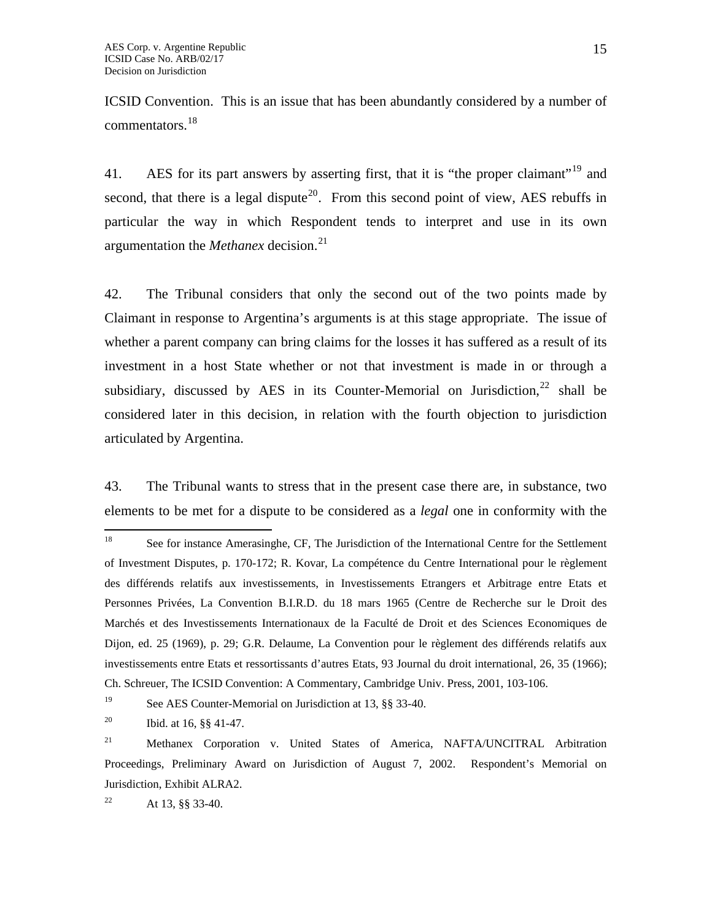ICSID Convention. This is an issue that has been abundantly considered by a number of commentators.[18]

41. AES for its part answers by asserting first, that it is "the proper claimant"[19] and second, that there is a legal dispute[20]. From this second point of view, AES rebuffs in particular the way in which Respondent tends to interpret and use in its own argumentation the *Methanex* decision.[21]

42. The Tribunal considers that only the second out of the two points made by Claimant in response to Argentina's arguments is at this stage appropriate. The issue of whether a parent company can bring claims for the losses it has suffered as a result of its investment in a host State whether or not that investment is made in or through a subsidiary, discussed by AES in its Counter-Memorial on Jurisdiction,[22] shall be considered later in this decision, in relation with the fourth objection to jurisdiction articulated by Argentina.

43. The Tribunal wants to stress that in the present case there are, in substance, two elements to be met for a dispute to be considered as a *legal* one in conformity with the

---

[18] See for instance Amerasinghe, CF, The Jurisdiction of the International Centre for the Settlement of Investment Disputes, p. 170-172; R. Kovar, La compétence du Centre International pour le règlement des différends relatifs aux investissements, in Investissements Etrangers et Arbitrage entre Etats et Personnes Privées, La Convention B.I.R.D. du 18 mars 1965 (Centre de Recherche sur le Droit des Marchés et des Investissements Internationaux de la Faculté de Droit et des Sciences Economiques de Dijon, ed. 25 (1969), p. 29; G.R. Delaume, La Convention pour le règlement des différends relatifs aux investissements entre Etats et ressortissants d'autres Etats, 93 Journal du droit international, 26, 35 (1966); Ch. Schreuer, The ICSID Convention: A Commentary, Cambridge Univ. Press, 2001, 103-106.

[19] See AES Counter-Memorial on Jurisdiction at 13, §§ 33-40.

[20] Ibid. at 16, §§ 41-47.

[21] Methanex Corporation v. United States of America, NAFTA/UNCITRAL Arbitration Proceedings, Preliminary Award on Jurisdiction of August 7, 2002. Respondent's Memorial on Jurisdiction, Exhibit ALRA2.

[22] At 13, §§ 33-40.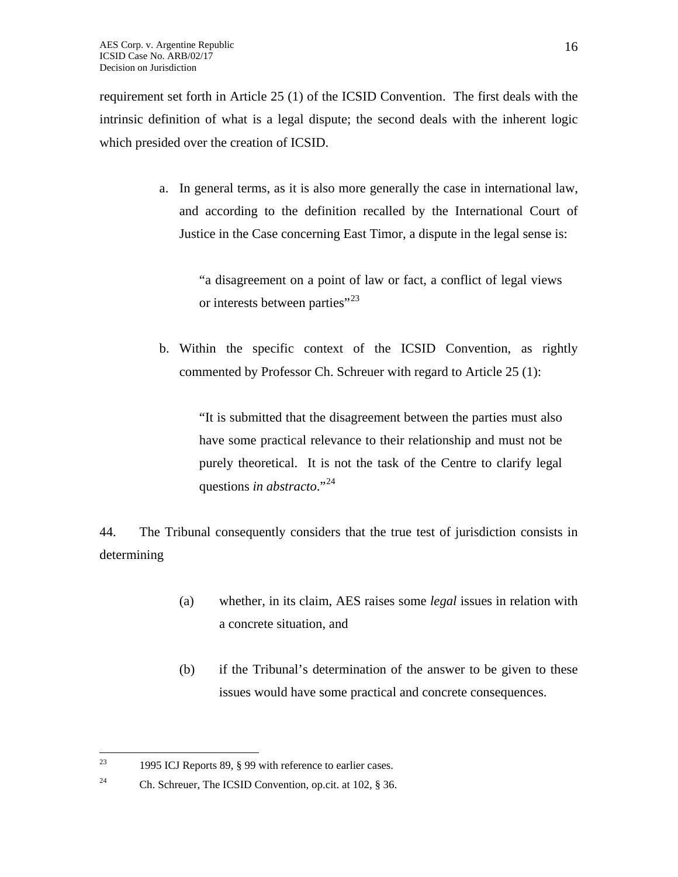requirement set forth in Article 25 (1) of the ICSID Convention. The first deals with the intrinsic definition of what is a legal dispute; the second deals with the inherent logic which presided over the creation of ICSID.

a. In general terms, as it is also more generally the case in international law, and according to the definition recalled by the International Court of Justice in the Case concerning East Timor, a dispute in the legal sense is:

> "a disagreement on a point of law or fact, a conflict of legal views or interests between parties"[23]

b. Within the specific context of the ICSID Convention, as rightly commented by Professor Ch. Schreuer with regard to Article 25 (1):

> "It is submitted that the disagreement between the parties must also have some practical relevance to their relationship and must not be purely theoretical. It is not the task of the Centre to clarify legal questions *in abstracto*."[24]

44. The Tribunal consequently considers that the true test of jurisdiction consists in determining

(a) whether, in its claim, AES raises some *legal* issues in relation with a concrete situation, and

(b) if the Tribunal's determination of the answer to be given to these issues would have some practical and concrete consequences.

---

[23] 1995 ICJ Reports 89, § 99 with reference to earlier cases.

[24] Ch. Schreuer, The ICSID Convention, op.cit. at 102, § 36.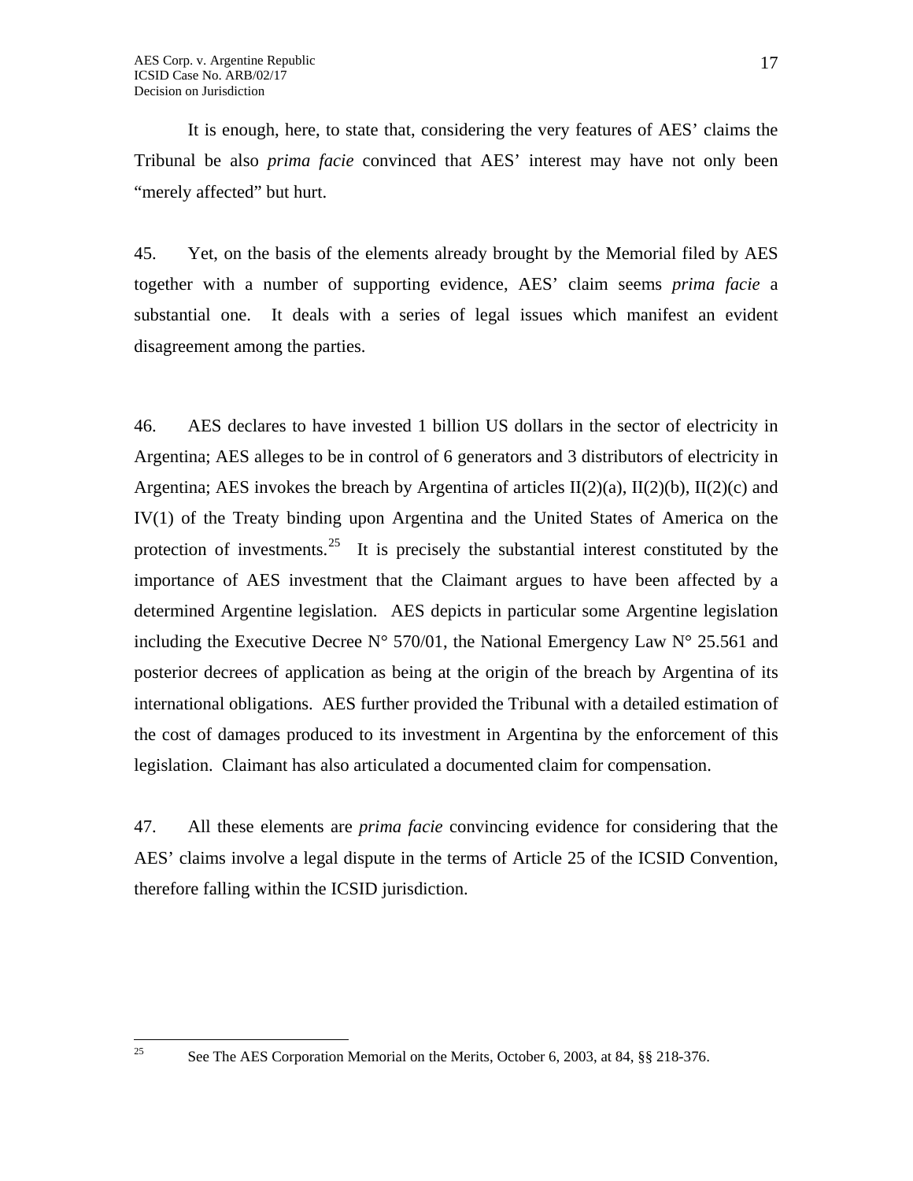It is enough, here, to state that, considering the very features of AES' claims the Tribunal be also *prima facie* convinced that AES' interest may have not only been "merely affected" but hurt.

45. Yet, on the basis of the elements already brought by the Memorial filed by AES together with a number of supporting evidence, AES' claim seems *prima facie* a substantial one. It deals with a series of legal issues which manifest an evident disagreement among the parties.

46. AES declares to have invested 1 billion US dollars in the sector of electricity in Argentina; AES alleges to be in control of 6 generators and 3 distributors of electricity in Argentina; AES invokes the breach by Argentina of articles II(2)(a), II(2)(b), II(2)(c) and IV(1) of the Treaty binding upon Argentina and the United States of America on the protection of investments.[25] It is precisely the substantial interest constituted by the importance of AES investment that the Claimant argues to have been affected by a determined Argentine legislation. AES depicts in particular some Argentine legislation including the Executive Decree N° 570/01, the National Emergency Law N° 25.561 and posterior decrees of application as being at the origin of the breach by Argentina of its international obligations. AES further provided the Tribunal with a detailed estimation of the cost of damages produced to its investment in Argentina by the enforcement of this legislation. Claimant has also articulated a documented claim for compensation.

47. All these elements are *prima facie* convincing evidence for considering that the AES' claims involve a legal dispute in the terms of Article 25 of the ICSID Convention, therefore falling within the ICSID jurisdiction.

---

[25] See The AES Corporation Memorial on the Merits, October 6, 2003, at 84, §§ 218-376.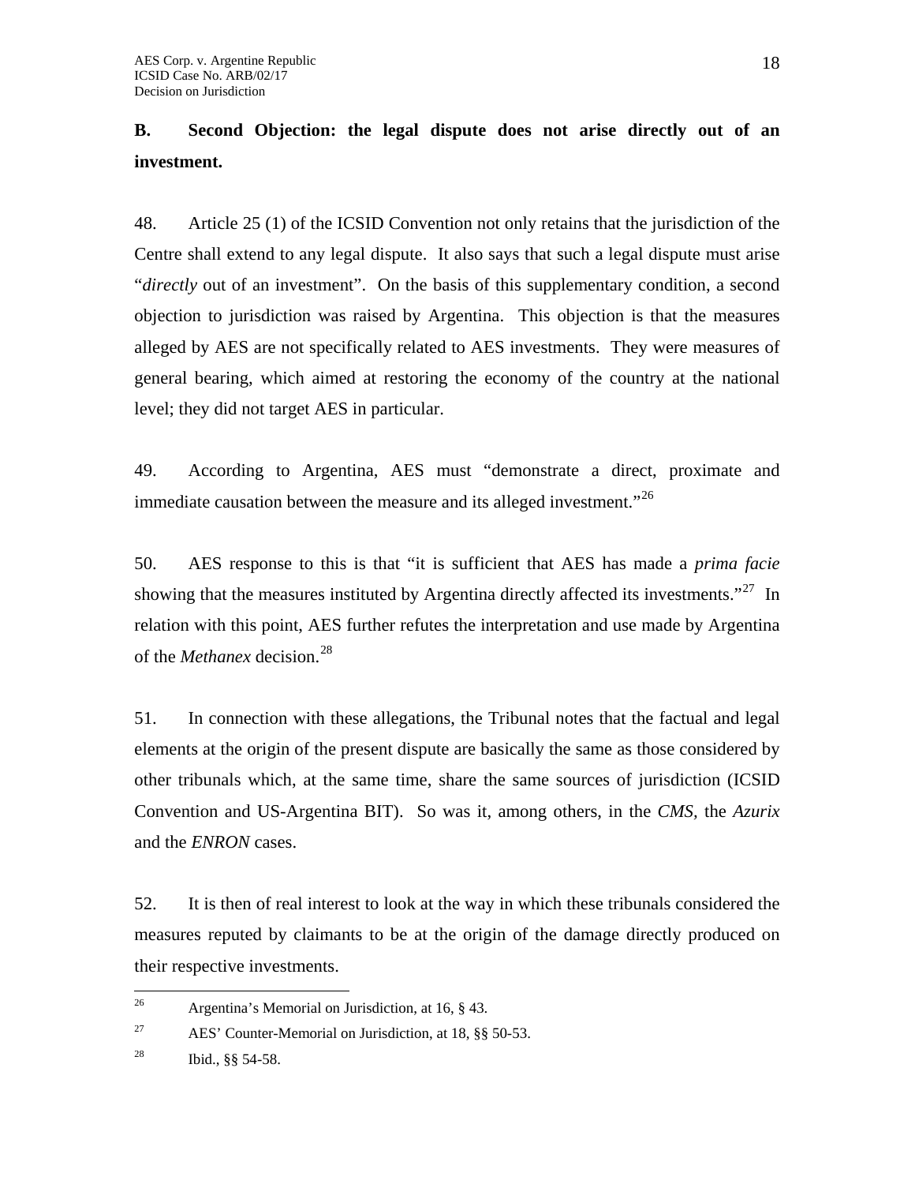## B. Second Objection: the legal dispute does not arise directly out of an investment.

48. Article 25 (1) of the ICSID Convention not only retains that the jurisdiction of the Centre shall extend to any legal dispute. It also says that such a legal dispute must arise "*directly* out of an investment". On the basis of this supplementary condition, a second objection to jurisdiction was raised by Argentina. This objection is that the measures alleged by AES are not specifically related to AES investments. They were measures of general bearing, which aimed at restoring the economy of the country at the national level; they did not target AES in particular.

49. According to Argentina, AES must "demonstrate a direct, proximate and immediate causation between the measure and its alleged investment."[26]

50. AES response to this is that "it is sufficient that AES has made a *prima facie* showing that the measures instituted by Argentina directly affected its investments."[27] In relation with this point, AES further refutes the interpretation and use made by Argentina of the *Methanex* decision.[28]

51. In connection with these allegations, the Tribunal notes that the factual and legal elements at the origin of the present dispute are basically the same as those considered by other tribunals which, at the same time, share the same sources of jurisdiction (ICSID Convention and US-Argentina BIT). So was it, among others, in the *CMS*, the *Azurix* and the *ENRON* cases.

52. It is then of real interest to look at the way in which these tribunals considered the measures reputed by claimants to be at the origin of the damage directly produced on their respective investments.

---

[26] Argentina's Memorial on Jurisdiction, at 16, § 43.

[27] AES' Counter-Memorial on Jurisdiction, at 18, §§ 50-53.

[28] Ibid., §§ 54-58.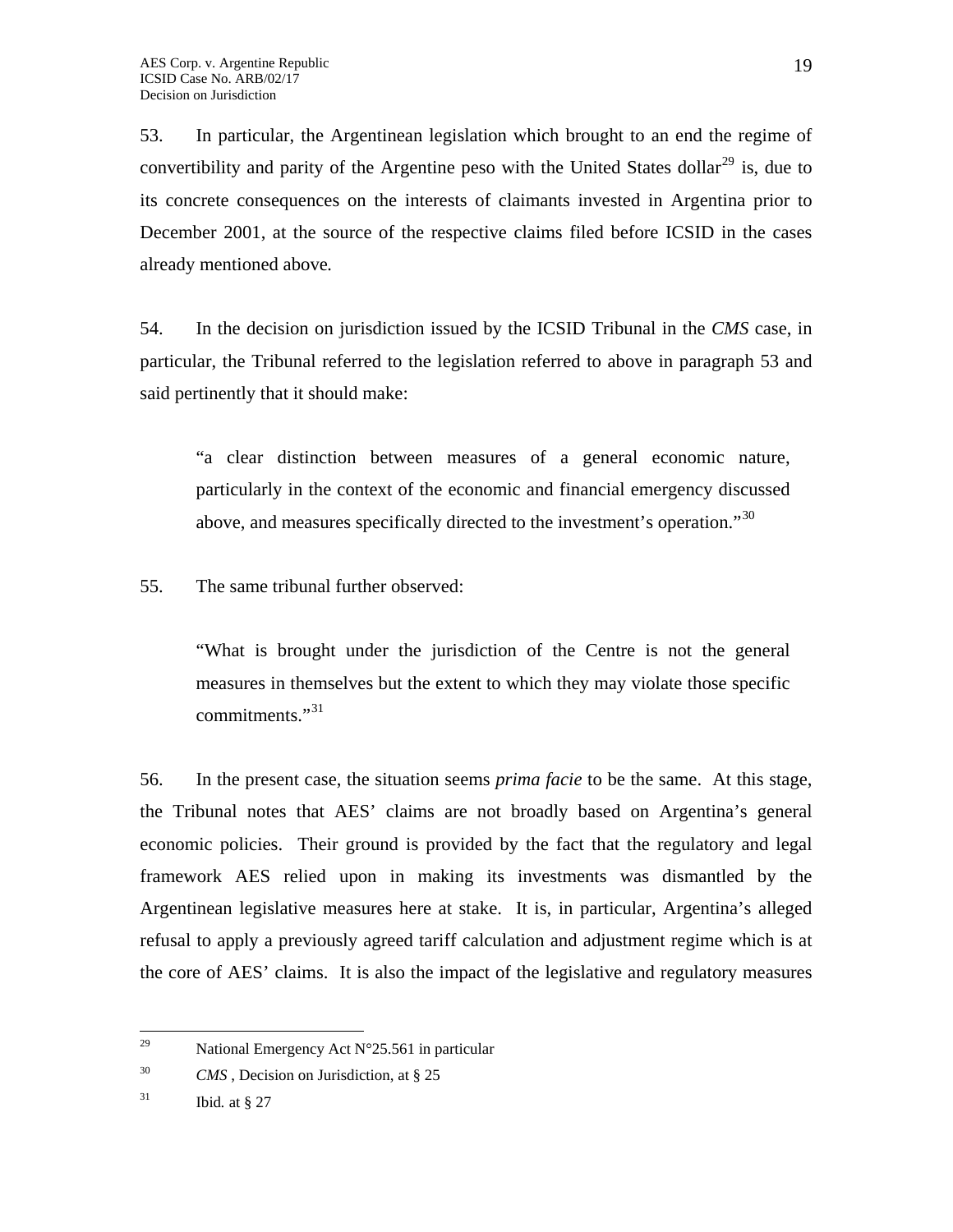53. In particular, the Argentinean legislation which brought to an end the regime of convertibility and parity of the Argentine peso with the United States dollar[29] is, due to its concrete consequences on the interests of claimants invested in Argentina prior to December 2001, at the source of the respective claims filed before ICSID in the cases already mentioned above.

54. In the decision on jurisdiction issued by the ICSID Tribunal in the *CMS* case, in particular, the Tribunal referred to the legislation referred to above in paragraph 53 and said pertinently that it should make:

> "a clear distinction between measures of a general economic nature, particularly in the context of the economic and financial emergency discussed above, and measures specifically directed to the investment's operation."[30]

55. The same tribunal further observed:

> "What is brought under the jurisdiction of the Centre is not the general measures in themselves but the extent to which they may violate those specific commitments."[31]

56. In the present case, the situation seems *prima facie* to be the same. At this stage, the Tribunal notes that AES' claims are not broadly based on Argentina's general economic policies. Their ground is provided by the fact that the regulatory and legal framework AES relied upon in making its investments was dismantled by the Argentinean legislative measures here at stake. It is, in particular, Argentina's alleged refusal to apply a previously agreed tariff calculation and adjustment regime which is at the core of AES' claims. It is also the impact of the legislative and regulatory measures

---

[29] National Emergency Act N°25.561 in particular

[30] *CMS* , Decision on Jurisdiction, at § 25

[31] Ibid. at § 27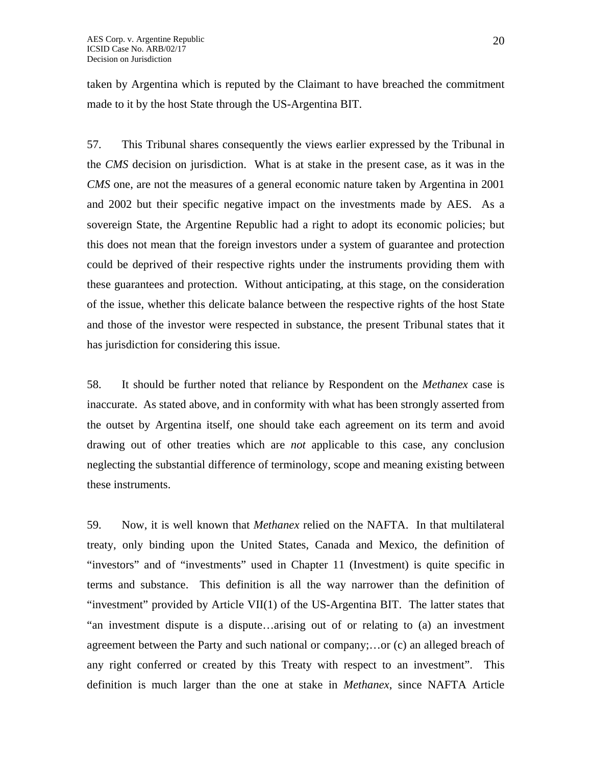taken by Argentina which is reputed by the Claimant to have breached the commitment made to it by the host State through the US-Argentina BIT.

57. This Tribunal shares consequently the views earlier expressed by the Tribunal in the *CMS* decision on jurisdiction. What is at stake in the present case, as it was in the *CMS* one, are not the measures of a general economic nature taken by Argentina in 2001 and 2002 but their specific negative impact on the investments made by AES. As a sovereign State, the Argentine Republic had a right to adopt its economic policies; but this does not mean that the foreign investors under a system of guarantee and protection could be deprived of their respective rights under the instruments providing them with these guarantees and protection. Without anticipating, at this stage, on the consideration of the issue, whether this delicate balance between the respective rights of the host State and those of the investor were respected in substance, the present Tribunal states that it has jurisdiction for considering this issue.

58. It should be further noted that reliance by Respondent on the *Methanex* case is inaccurate. As stated above, and in conformity with what has been strongly asserted from the outset by Argentina itself, one should take each agreement on its term and avoid drawing out of other treaties which are *not* applicable to this case, any conclusion neglecting the substantial difference of terminology, scope and meaning existing between these instruments.

59. Now, it is well known that *Methanex* relied on the NAFTA. In that multilateral treaty, only binding upon the United States, Canada and Mexico, the definition of "investors" and of "investments" used in Chapter 11 (Investment) is quite specific in terms and substance. This definition is all the way narrower than the definition of "investment" provided by Article VII(1) of the US-Argentina BIT. The latter states that "an investment dispute is a dispute…arising out of or relating to (a) an investment agreement between the Party and such national or company;…or (c) an alleged breach of any right conferred or created by this Treaty with respect to an investment". This definition is much larger than the one at stake in *Methanex*, since NAFTA Article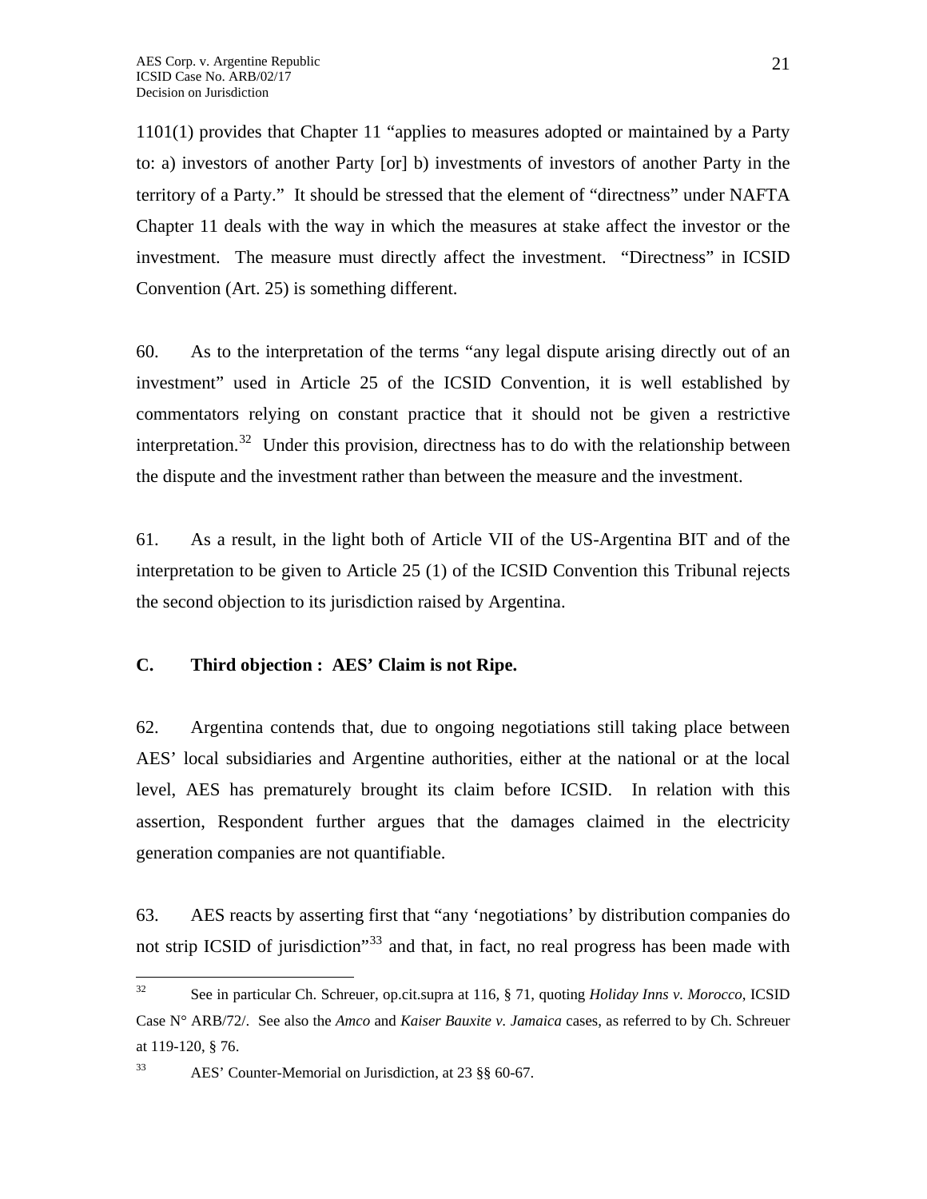1101(1) provides that Chapter 11 "applies to measures adopted or maintained by a Party to: a) investors of another Party [or] b) investments of investors of another Party in the territory of a Party." It should be stressed that the element of "directness" under NAFTA Chapter 11 deals with the way in which the measures at stake affect the investor or the investment. The measure must directly affect the investment. "Directness" in ICSID Convention (Art. 25) is something different.

60. As to the interpretation of the terms "any legal dispute arising directly out of an investment" used in Article 25 of the ICSID Convention, it is well established by commentators relying on constant practice that it should not be given a restrictive interpretation.[32] Under this provision, directness has to do with the relationship between the dispute and the investment rather than between the measure and the investment.

61. As a result, in the light both of Article VII of the US-Argentina BIT and of the interpretation to be given to Article 25 (1) of the ICSID Convention this Tribunal rejects the second objection to its jurisdiction raised by Argentina.

### C. Third objection : AES' Claim is not Ripe.

62. Argentina contends that, due to ongoing negotiations still taking place between AES' local subsidiaries and Argentine authorities, either at the national or at the local level, AES has prematurely brought its claim before ICSID. In relation with this assertion, Respondent further argues that the damages claimed in the electricity generation companies are not quantifiable.

63. AES reacts by asserting first that "any 'negotiations' by distribution companies do not strip ICSID of jurisdiction"[33] and that, in fact, no real progress has been made with

---

[32] See in particular Ch. Schreuer, op.cit.supra at 116, § 71, quoting *Holiday Inns v. Morocco*, ICSID Case N° ARB/72/. See also the *Amco* and *Kaiser Bauxite v. Jamaica* cases, as referred to by Ch. Schreuer at 119-120, § 76.

[33] AES' Counter-Memorial on Jurisdiction, at 23 §§ 60-67.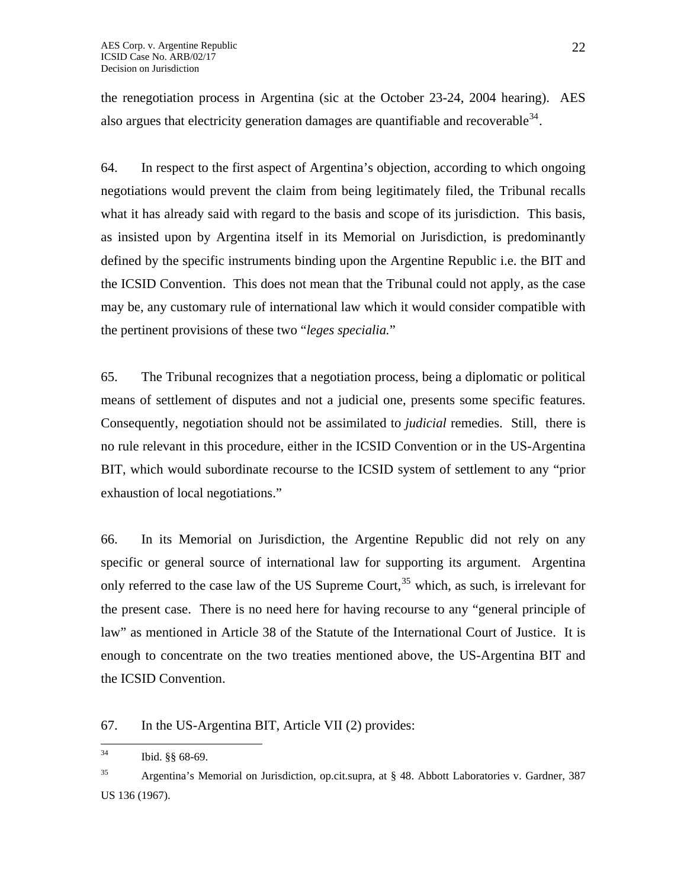the renegotiation process in Argentina (sic at the October 23-24, 2004 hearing). AES also argues that electricity generation damages are quantifiable and recoverable[34].

64. In respect to the first aspect of Argentina's objection, according to which ongoing negotiations would prevent the claim from being legitimately filed, the Tribunal recalls what it has already said with regard to the basis and scope of its jurisdiction. This basis, as insisted upon by Argentina itself in its Memorial on Jurisdiction, is predominantly defined by the specific instruments binding upon the Argentine Republic i.e. the BIT and the ICSID Convention. This does not mean that the Tribunal could not apply, as the case may be, any customary rule of international law which it would consider compatible with the pertinent provisions of these two "*leges specialia.*"

65. The Tribunal recognizes that a negotiation process, being a diplomatic or political means of settlement of disputes and not a judicial one, presents some specific features. Consequently, negotiation should not be assimilated to *judicial* remedies. Still, there is no rule relevant in this procedure, either in the ICSID Convention or in the US-Argentina BIT, which would subordinate recourse to the ICSID system of settlement to any "prior exhaustion of local negotiations."

66. In its Memorial on Jurisdiction, the Argentine Republic did not rely on any specific or general source of international law for supporting its argument. Argentina only referred to the case law of the US Supreme Court,[35] which, as such, is irrelevant for the present case. There is no need here for having recourse to any "general principle of law" as mentioned in Article 38 of the Statute of the International Court of Justice. It is enough to concentrate on the two treaties mentioned above, the US-Argentina BIT and the ICSID Convention.

67. In the US-Argentina BIT, Article VII (2) provides:

---

[34] Ibid. §§ 68-69.

[35] Argentina's Memorial on Jurisdiction, op.cit.supra, at § 48. Abbott Laboratories v. Gardner, 387 US 136 (1967).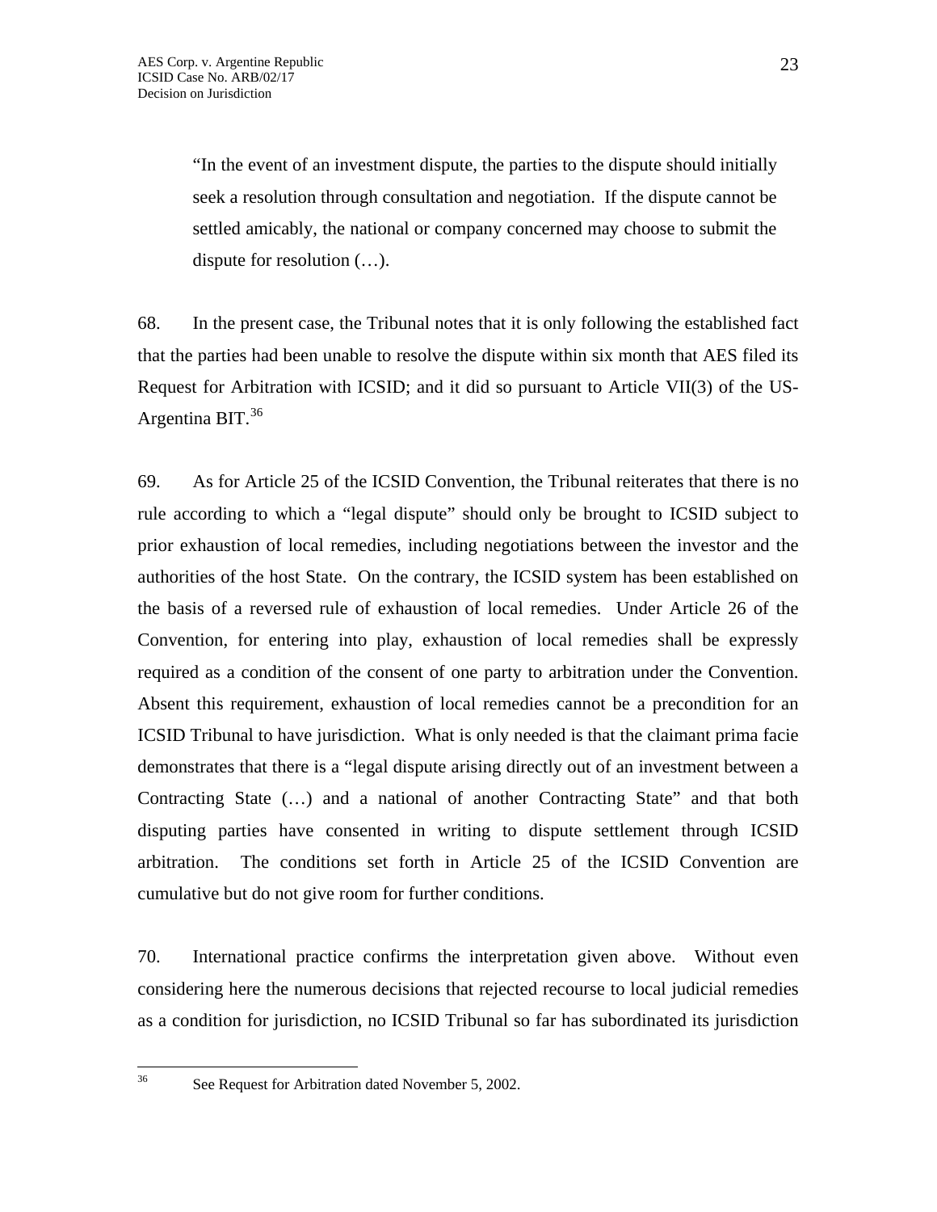> "In the event of an investment dispute, the parties to the dispute should initially seek a resolution through consultation and negotiation. If the dispute cannot be settled amicably, the national or company concerned may choose to submit the dispute for resolution (…).

68. In the present case, the Tribunal notes that it is only following the established fact that the parties had been unable to resolve the dispute within six month that AES filed its Request for Arbitration with ICSID; and it did so pursuant to Article VII(3) of the US-Argentina BIT.[36]

69. As for Article 25 of the ICSID Convention, the Tribunal reiterates that there is no rule according to which a "legal dispute" should only be brought to ICSID subject to prior exhaustion of local remedies, including negotiations between the investor and the authorities of the host State. On the contrary, the ICSID system has been established on the basis of a reversed rule of exhaustion of local remedies. Under Article 26 of the Convention, for entering into play, exhaustion of local remedies shall be expressly required as a condition of the consent of one party to arbitration under the Convention. Absent this requirement, exhaustion of local remedies cannot be a precondition for an ICSID Tribunal to have jurisdiction. What is only needed is that the claimant prima facie demonstrates that there is a "legal dispute arising directly out of an investment between a Contracting State (…) and a national of another Contracting State" and that both disputing parties have consented in writing to dispute settlement through ICSID arbitration. The conditions set forth in Article 25 of the ICSID Convention are cumulative but do not give room for further conditions.

70. International practice confirms the interpretation given above. Without even considering here the numerous decisions that rejected recourse to local judicial remedies as a condition for jurisdiction, no ICSID Tribunal so far has subordinated its jurisdiction

---

[36] See Request for Arbitration dated November 5, 2002.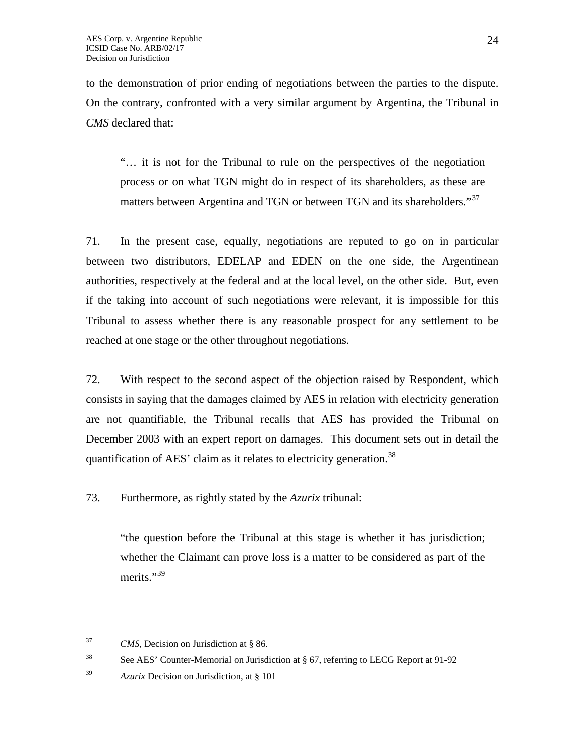to the demonstration of prior ending of negotiations between the parties to the dispute. On the contrary, confronted with a very similar argument by Argentina, the Tribunal in *CMS* declared that:

> "… it is not for the Tribunal to rule on the perspectives of the negotiation process or on what TGN might do in respect of its shareholders, as these are matters between Argentina and TGN or between TGN and its shareholders."[37]

71. In the present case, equally, negotiations are reputed to go on in particular between two distributors, EDELAP and EDEN on the one side, the Argentinean authorities, respectively at the federal and at the local level, on the other side. But, even if the taking into account of such negotiations were relevant, it is impossible for this Tribunal to assess whether there is any reasonable prospect for any settlement to be reached at one stage or the other throughout negotiations.

72. With respect to the second aspect of the objection raised by Respondent, which consists in saying that the damages claimed by AES in relation with electricity generation are not quantifiable, the Tribunal recalls that AES has provided the Tribunal on December 2003 with an expert report on damages. This document sets out in detail the quantification of AES' claim as it relates to electricity generation.[38]

73. Furthermore, as rightly stated by the *Azurix* tribunal:

> "the question before the Tribunal at this stage is whether it has jurisdiction; whether the Claimant can prove loss is a matter to be considered as part of the merits."[39]

---

[37] *CMS*, Decision on Jurisdiction at § 86.

[38] See AES' Counter-Memorial on Jurisdiction at § 67, referring to LECG Report at 91-92

[39] *Azurix* Decision on Jurisdiction, at § 101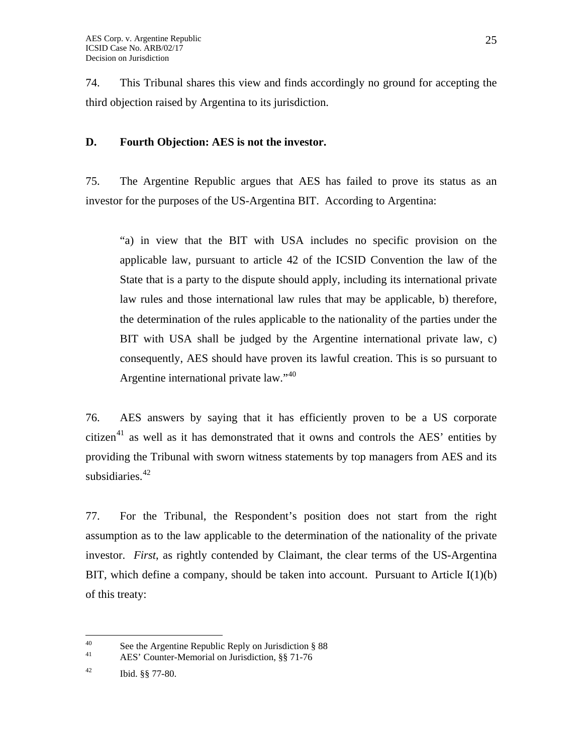74. This Tribunal shares this view and finds accordingly no ground for accepting the third objection raised by Argentina to its jurisdiction.

### D. Fourth Objection: AES is not the investor.

75. The Argentine Republic argues that AES has failed to prove its status as an investor for the purposes of the US-Argentina BIT. According to Argentina:

> "a) in view that the BIT with USA includes no specific provision on the applicable law, pursuant to article 42 of the ICSID Convention the law of the State that is a party to the dispute should apply, including its international private law rules and those international law rules that may be applicable, b) therefore, the determination of the rules applicable to the nationality of the parties under the BIT with USA shall be judged by the Argentine international private law, c) consequently, AES should have proven its lawful creation. This is so pursuant to Argentine international private law."[40]

76. AES answers by saying that it has efficiently proven to be a US corporate citizen[41] as well as it has demonstrated that it owns and controls the AES' entities by providing the Tribunal with sworn witness statements by top managers from AES and its subsidiaries.[42]

77. For the Tribunal, the Respondent's position does not start from the right assumption as to the law applicable to the determination of the nationality of the private investor. *First*, as rightly contended by Claimant, the clear terms of the US-Argentina BIT, which define a company, should be taken into account. Pursuant to Article I(1)(b) of this treaty:

---

[40] See the Argentine Republic Reply on Jurisdiction § 88

[41] AES' Counter-Memorial on Jurisdiction, §§ 71-76

[42] Ibid. §§ 77-80.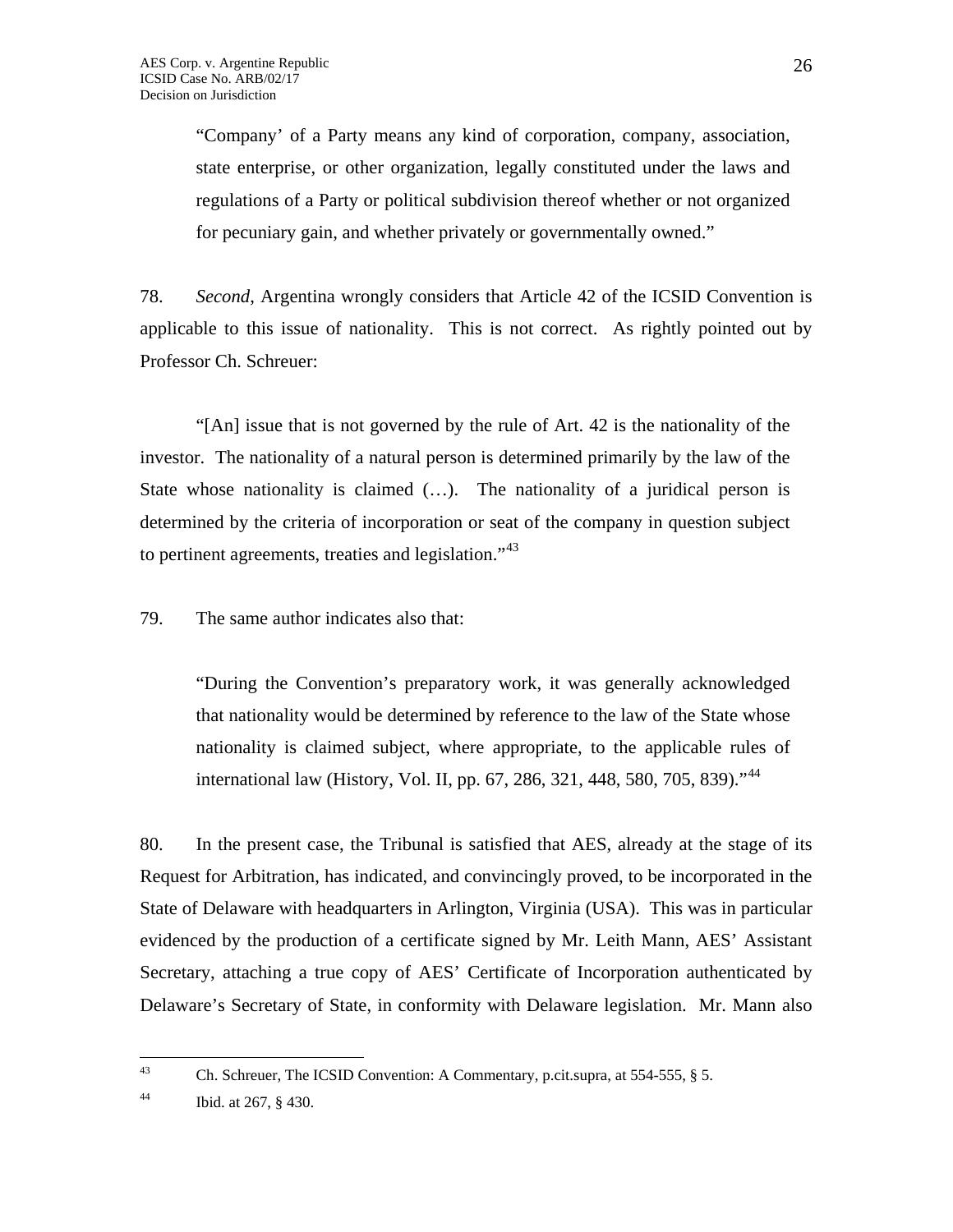> "'Company' of a Party means any kind of corporation, company, association, state enterprise, or other organization, legally constituted under the laws and regulations of a Party or political subdivision thereof whether or not organized for pecuniary gain, and whether privately or governmentally owned."

78. *Second*, Argentina wrongly considers that Article 42 of the ICSID Convention is applicable to this issue of nationality. This is not correct. As rightly pointed out by Professor Ch. Schreuer:

> "[An] issue that is not governed by the rule of Art. 42 is the nationality of the investor. The nationality of a natural person is determined primarily by the law of the State whose nationality is claimed (…). The nationality of a juridical person is determined by the criteria of incorporation or seat of the company in question subject to pertinent agreements, treaties and legislation."[43]

79. The same author indicates also that:

> "During the Convention's preparatory work, it was generally acknowledged that nationality would be determined by reference to the law of the State whose nationality is claimed subject, where appropriate, to the applicable rules of international law (History, Vol. II, pp. 67, 286, 321, 448, 580, 705, 839)."[44]

80. In the present case, the Tribunal is satisfied that AES, already at the stage of its Request for Arbitration, has indicated, and convincingly proved, to be incorporated in the State of Delaware with headquarters in Arlington, Virginia (USA). This was in particular evidenced by the production of a certificate signed by Mr. Leith Mann, AES' Assistant Secretary, attaching a true copy of AES' Certificate of Incorporation authenticated by Delaware's Secretary of State, in conformity with Delaware legislation. Mr. Mann also

---

[43] Ch. Schreuer, The ICSID Convention: A Commentary, p.cit.supra, at 554-555, § 5.

[44] Ibid. at 267, § 430.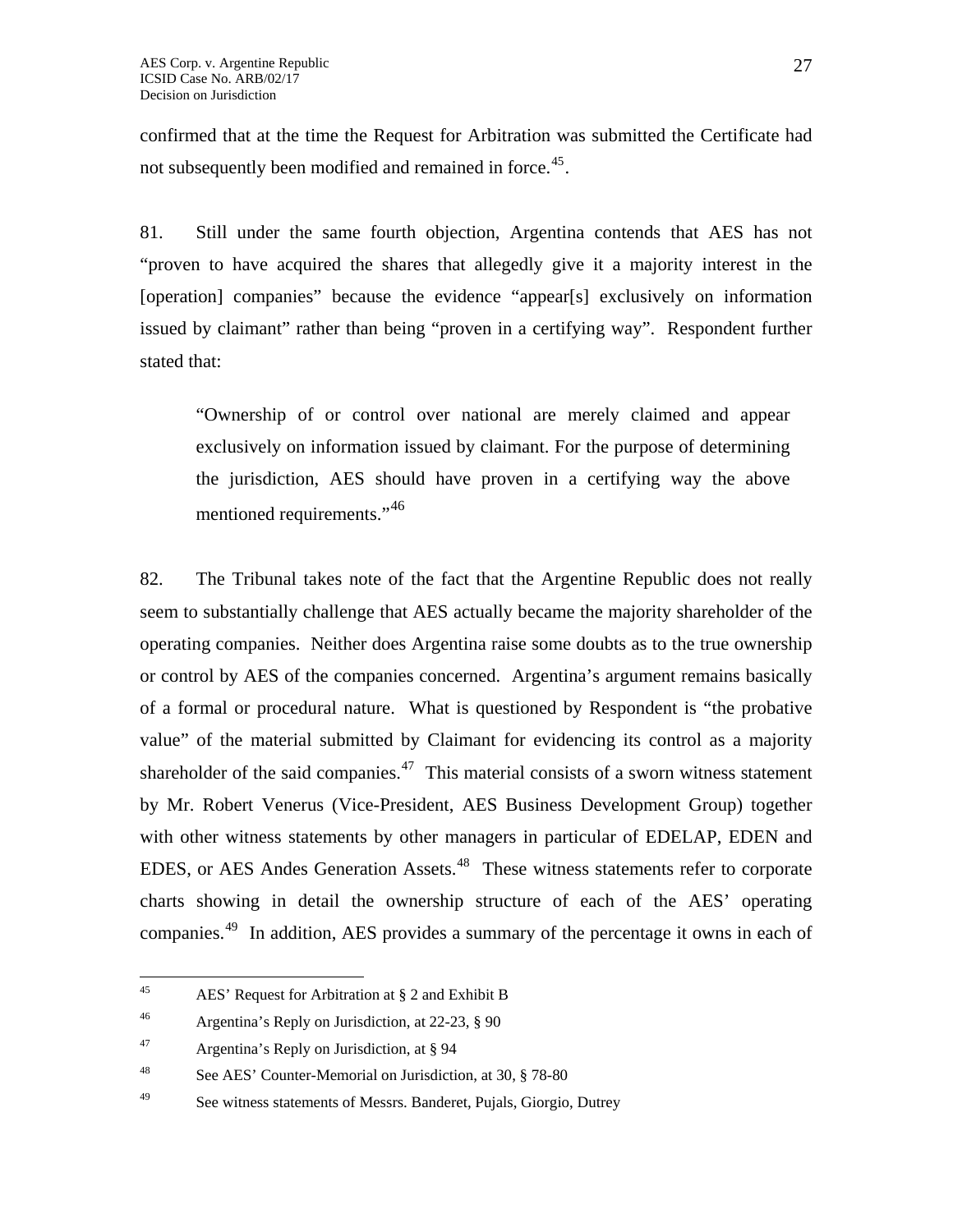confirmed that at the time the Request for Arbitration was submitted the Certificate had not subsequently been modified and remained in force.[45].

81. Still under the same fourth objection, Argentina contends that AES has not "proven to have acquired the shares that allegedly give it a majority interest in the [operation] companies" because the evidence "appear[s] exclusively on information issued by claimant" rather than being "proven in a certifying way". Respondent further stated that:

> "Ownership of or control over national are merely claimed and appear exclusively on information issued by claimant. For the purpose of determining the jurisdiction, AES should have proven in a certifying way the above mentioned requirements."[46]

82. The Tribunal takes note of the fact that the Argentine Republic does not really seem to substantially challenge that AES actually became the majority shareholder of the operating companies. Neither does Argentina raise some doubts as to the true ownership or control by AES of the companies concerned. Argentina's argument remains basically of a formal or procedural nature. What is questioned by Respondent is "the probative value" of the material submitted by Claimant for evidencing its control as a majority shareholder of the said companies.[47] This material consists of a sworn witness statement by Mr. Robert Venerus (Vice-President, AES Business Development Group) together with other witness statements by other managers in particular of EDELAP, EDEN and EDES, or AES Andes Generation Assets.[48] These witness statements refer to corporate charts showing in detail the ownership structure of each of the AES' operating companies.[49] In addition, AES provides a summary of the percentage it owns in each of

---

[45] AES' Request for Arbitration at § 2 and Exhibit B

[46] Argentina's Reply on Jurisdiction, at 22-23, § 90

[47] Argentina's Reply on Jurisdiction, at § 94

[48] See AES' Counter-Memorial on Jurisdiction, at 30, § 78-80

[49] See witness statements of Messrs. Banderet, Pujals, Giorgio, Dutrey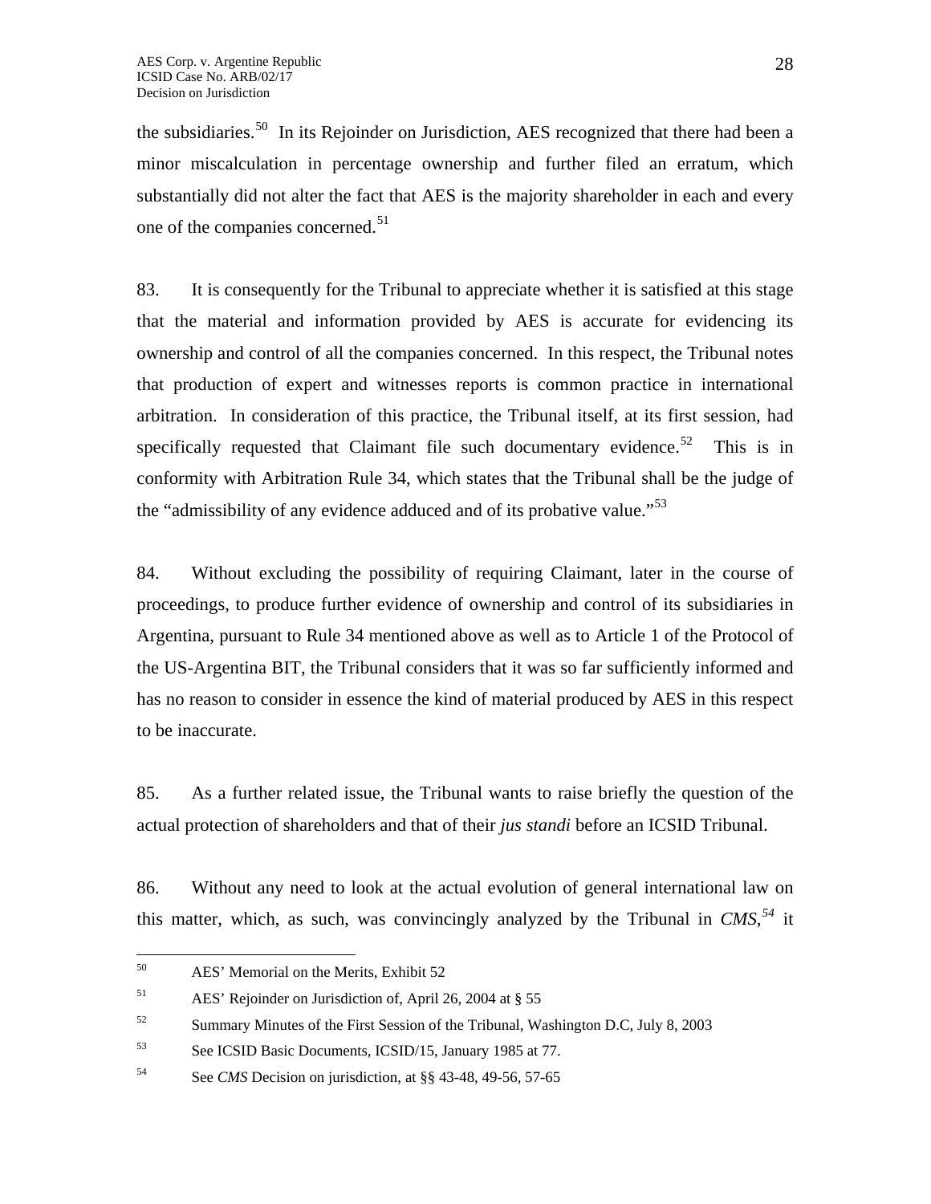the subsidiaries.[50] In its Rejoinder on Jurisdiction, AES recognized that there had been a minor miscalculation in percentage ownership and further filed an erratum, which substantially did not alter the fact that AES is the majority shareholder in each and every one of the companies concerned.[51]

83. It is consequently for the Tribunal to appreciate whether it is satisfied at this stage that the material and information provided by AES is accurate for evidencing its ownership and control of all the companies concerned. In this respect, the Tribunal notes that production of expert and witnesses reports is common practice in international arbitration. In consideration of this practice, the Tribunal itself, at its first session, had specifically requested that Claimant file such documentary evidence.[52] This is in conformity with Arbitration Rule 34, which states that the Tribunal shall be the judge of the "admissibility of any evidence adduced and of its probative value."[53]

84. Without excluding the possibility of requiring Claimant, later in the course of proceedings, to produce further evidence of ownership and control of its subsidiaries in Argentina, pursuant to Rule 34 mentioned above as well as to Article 1 of the Protocol of the US-Argentina BIT, the Tribunal considers that it was so far sufficiently informed and has no reason to consider in essence the kind of material produced by AES in this respect to be inaccurate.

85. As a further related issue, the Tribunal wants to raise briefly the question of the actual protection of shareholders and that of their *jus standi* before an ICSID Tribunal.

86. Without any need to look at the actual evolution of general international law on this matter, which, as such, was convincingly analyzed by the Tribunal in *CMS*,[54] it

---

[50] AES' Memorial on the Merits, Exhibit 52

[51] AES' Rejoinder on Jurisdiction of, April 26, 2004 at § 55

[52] Summary Minutes of the First Session of the Tribunal, Washington D.C, July 8, 2003

[53] See ICSID Basic Documents, ICSID/15, January 1985 at 77.

[54] See *CMS* Decision on jurisdiction, at §§ 43-48, 49-56, 57-65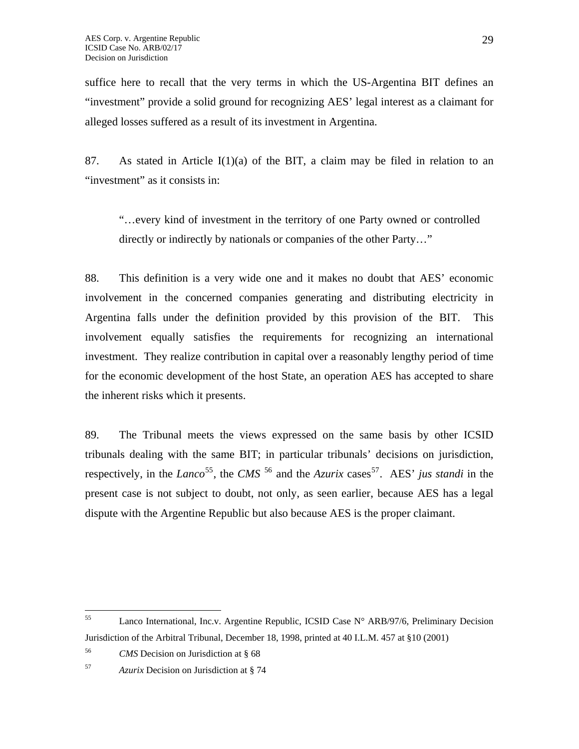suffice here to recall that the very terms in which the US-Argentina BIT defines an "investment" provide a solid ground for recognizing AES' legal interest as a claimant for alleged losses suffered as a result of its investment in Argentina.

87. As stated in Article I(1)(a) of the BIT, a claim may be filed in relation to an "investment" as it consists in:

> "…every kind of investment in the territory of one Party owned or controlled directly or indirectly by nationals or companies of the other Party…"

88. This definition is a very wide one and it makes no doubt that AES' economic involvement in the concerned companies generating and distributing electricity in Argentina falls under the definition provided by this provision of the BIT. This involvement equally satisfies the requirements for recognizing an international investment. They realize contribution in capital over a reasonably lengthy period of time for the economic development of the host State, an operation AES has accepted to share the inherent risks which it presents.

89. The Tribunal meets the views expressed on the same basis by other ICSID tribunals dealing with the same BIT; in particular tribunals' decisions on jurisdiction, respectively, in the *Lanco*[55], the *CMS* [56] and the *Azurix* cases[57]. AES' *jus standi* in the present case is not subject to doubt, not only, as seen earlier, because AES has a legal dispute with the Argentine Republic but also because AES is the proper claimant.

---

[55] Lanco International, Inc.v. Argentine Republic, ICSID Case N° ARB/97/6, Preliminary Decision Jurisdiction of the Arbitral Tribunal, December 18, 1998, printed at 40 I.L.M. 457 at §10 (2001)

[56] *CMS* Decision on Jurisdiction at § 68

[57] *Azurix* Decision on Jurisdiction at § 74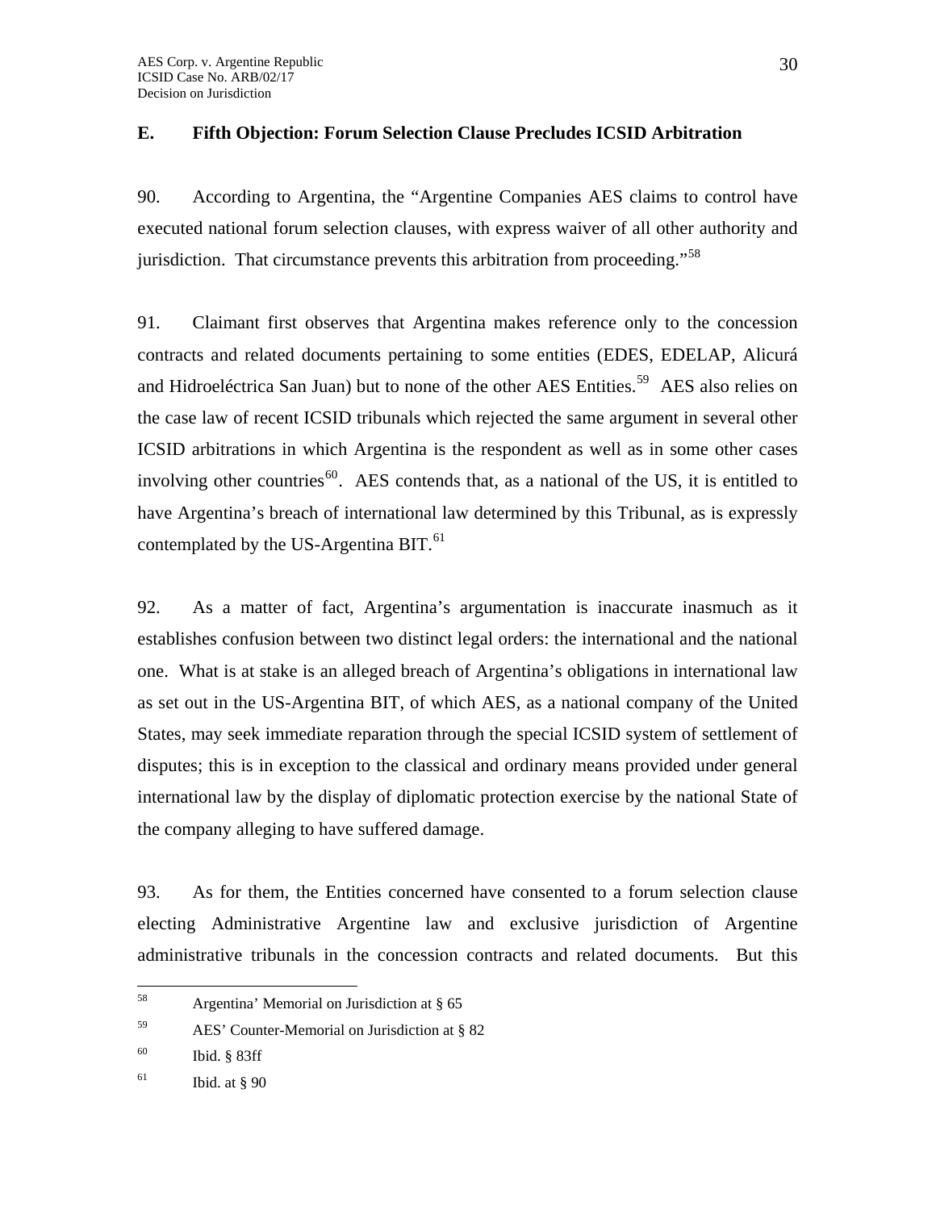## E. Fifth Objection: Forum Selection Clause Precludes ICSID Arbitration

90. According to Argentina, the "Argentine Companies AES claims to control have executed national forum selection clauses, with express waiver of all other authority and jurisdiction. That circumstance prevents this arbitration from proceeding."[58]

91. Claimant first observes that Argentina makes reference only to the concession contracts and related documents pertaining to some entities (EDES, EDELAP, Alicurá and Hidroeléctrica San Juan) but to none of the other AES Entities.[59] AES also relies on the case law of recent ICSID tribunals which rejected the same argument in several other ICSID arbitrations in which Argentina is the respondent as well as in some other cases involving other countries[60]. AES contends that, as a national of the US, it is entitled to have Argentina's breach of international law determined by this Tribunal, as is expressly contemplated by the US-Argentina BIT.[61]

92. As a matter of fact, Argentina's argumentation is inaccurate inasmuch as it establishes confusion between two distinct legal orders: the international and the national one. What is at stake is an alleged breach of Argentina's obligations in international law as set out in the US-Argentina BIT, of which AES, as a national company of the United States, may seek immediate reparation through the special ICSID system of settlement of disputes; this is in exception to the classical and ordinary means provided under general international law by the display of diplomatic protection exercise by the national State of the company alleging to have suffered damage.

93. As for them, the Entities concerned have consented to a forum selection clause electing Administrative Argentine law and exclusive jurisdiction of Argentine administrative tribunals in the concession contracts and related documents. But this

---

[58] Argentina' Memorial on Jurisdiction at § 65

[59] AES' Counter-Memorial on Jurisdiction at § 82

[60] Ibid. § 83ff

[61] Ibid. at § 90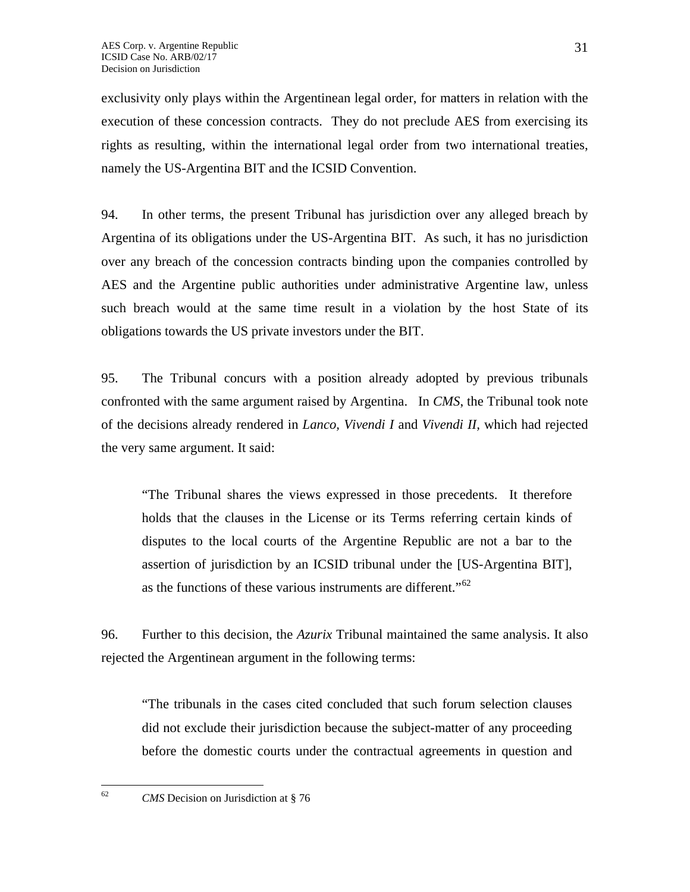exclusivity only plays within the Argentinean legal order, for matters in relation with the execution of these concession contracts. They do not preclude AES from exercising its rights as resulting, within the international legal order from two international treaties, namely the US-Argentina BIT and the ICSID Convention.

94. In other terms, the present Tribunal has jurisdiction over any alleged breach by Argentina of its obligations under the US-Argentina BIT. As such, it has no jurisdiction over any breach of the concession contracts binding upon the companies controlled by AES and the Argentine public authorities under administrative Argentine law, unless such breach would at the same time result in a violation by the host State of its obligations towards the US private investors under the BIT.

95. The Tribunal concurs with a position already adopted by previous tribunals confronted with the same argument raised by Argentina. In *CMS*, the Tribunal took note of the decisions already rendered in *Lanco*, *Vivendi I* and *Vivendi II*, which had rejected the very same argument. It said:

> "The Tribunal shares the views expressed in those precedents. It therefore holds that the clauses in the License or its Terms referring certain kinds of disputes to the local courts of the Argentine Republic are not a bar to the assertion of jurisdiction by an ICSID tribunal under the [US-Argentina BIT], as the functions of these various instruments are different."[62]

96. Further to this decision, the *Azurix* Tribunal maintained the same analysis. It also rejected the Argentinean argument in the following terms:

> "The tribunals in the cases cited concluded that such forum selection clauses did not exclude their jurisdiction because the subject-matter of any proceeding before the domestic courts under the contractual agreements in question and

---

[62] *CMS* Decision on Jurisdiction at § 76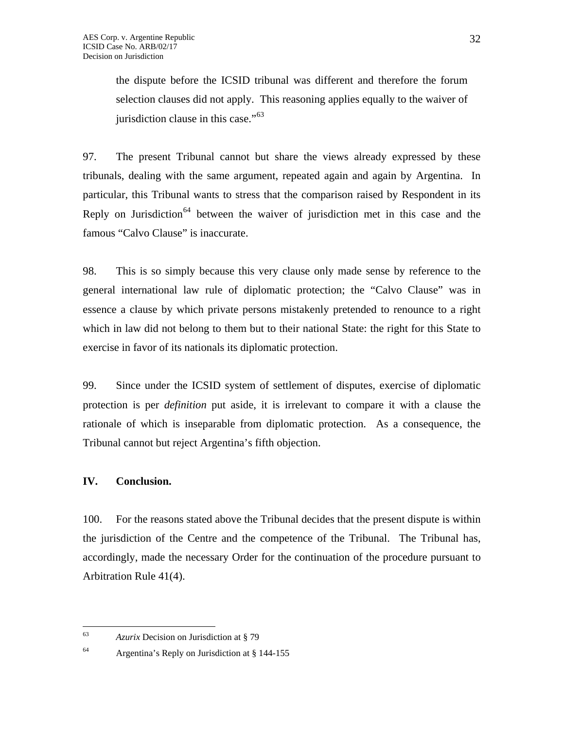> the dispute before the ICSID tribunal was different and therefore the forum selection clauses did not apply. This reasoning applies equally to the waiver of jurisdiction clause in this case."[63]

97. The present Tribunal cannot but share the views already expressed by these tribunals, dealing with the same argument, repeated again and again by Argentina. In particular, this Tribunal wants to stress that the comparison raised by Respondent in its Reply on Jurisdiction[64] between the waiver of jurisdiction met in this case and the famous "Calvo Clause" is inaccurate.

98. This is so simply because this very clause only made sense by reference to the general international law rule of diplomatic protection; the "Calvo Clause" was in essence a clause by which private persons mistakenly pretended to renounce to a right which in law did not belong to them but to their national State: the right for this State to exercise in favor of its nationals its diplomatic protection.

99. Since under the ICSID system of settlement of disputes, exercise of diplomatic protection is per *definition* put aside, it is irrelevant to compare it with a clause the rationale of which is inseparable from diplomatic protection. As a consequence, the Tribunal cannot but reject Argentina's fifth objection.

**IV. Conclusion.**

100. For the reasons stated above the Tribunal decides that the present dispute is within the jurisdiction of the Centre and the competence of the Tribunal. The Tribunal has, accordingly, made the necessary Order for the continuation of the procedure pursuant to Arbitration Rule 41(4).

---

[63] *Azurix* Decision on Jurisdiction at § 79

[64] Argentina's Reply on Jurisdiction at § 144-155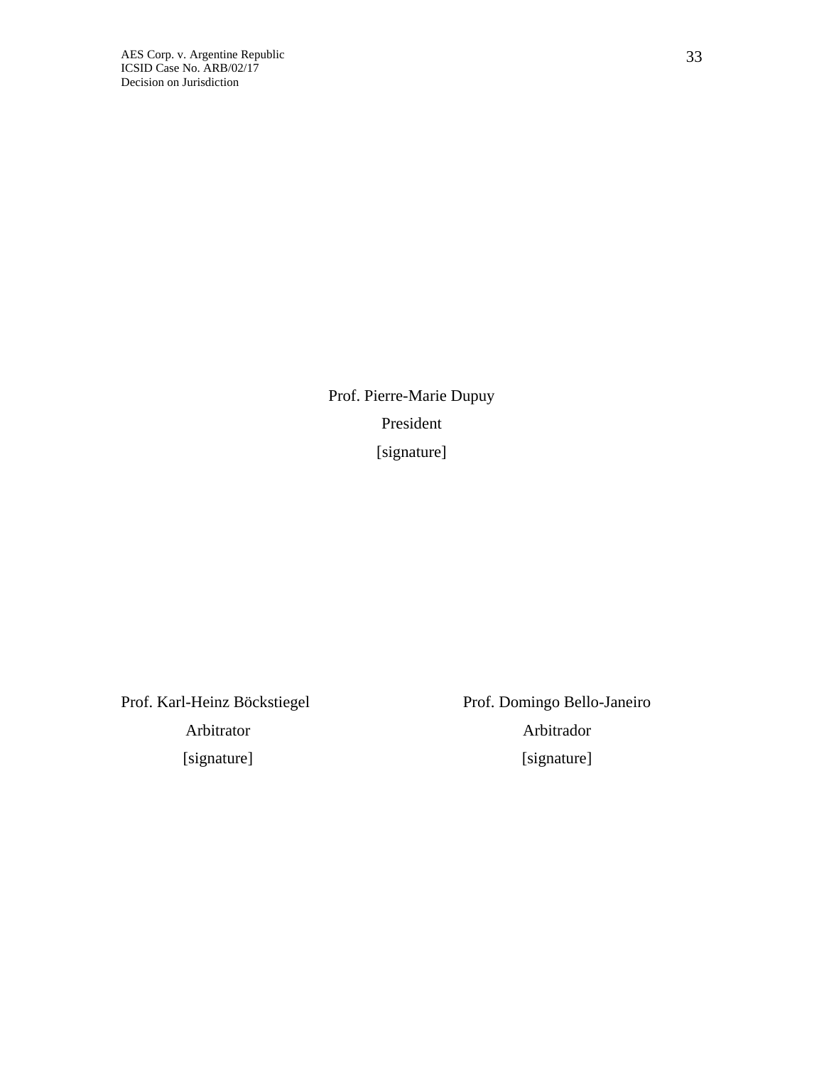Prof. Pierre-Marie Dupuy

President

[signature]

Prof. Karl-Heinz Böckstiegel

Arbitrator

[signature]

Prof. Domingo Bello-Janeiro

Arbitrador

[signature]